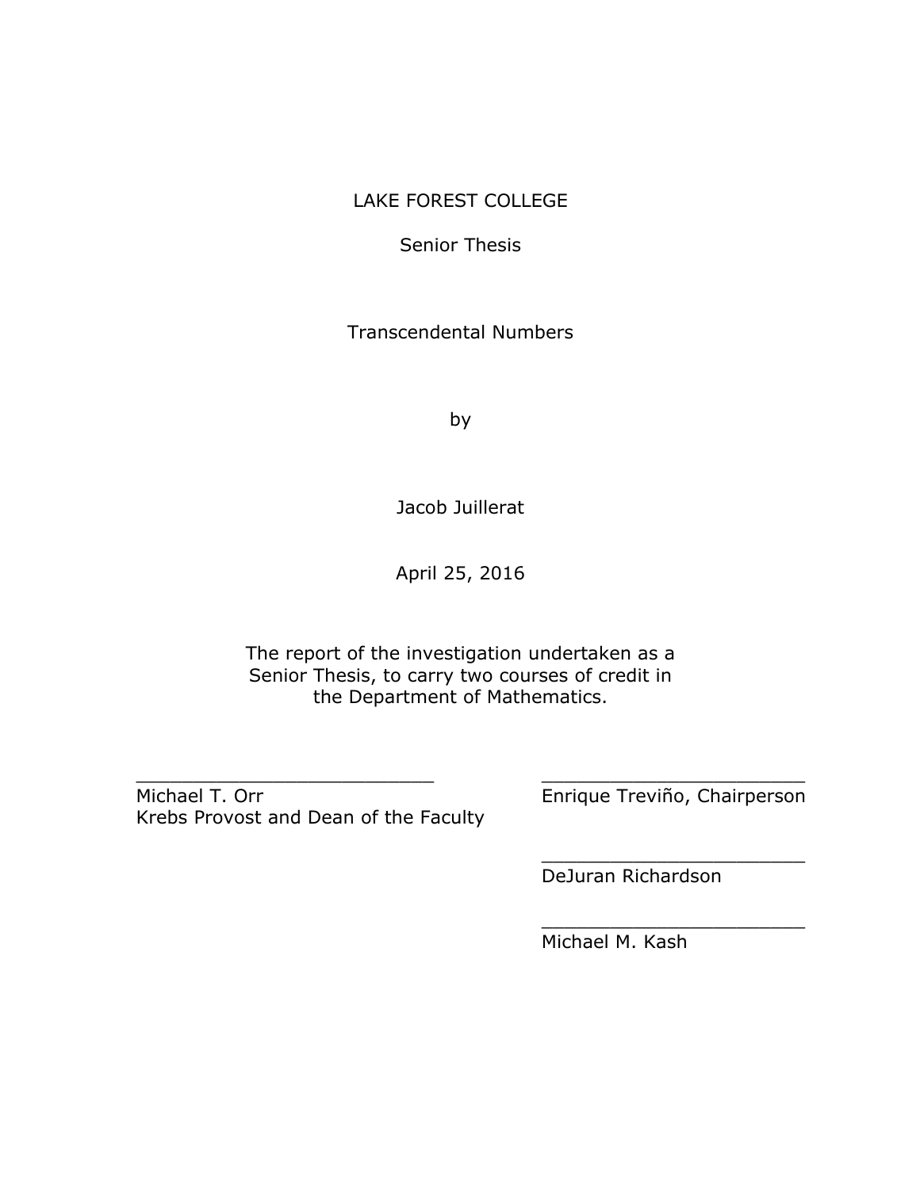LAKE FOREST COLLEGE

Senior Thesis

# Transcendental Numbers

by

Jacob Juillerat

April 25, 2016

The report of the investigation undertaken as a Senior Thesis, to carry two courses of credit in the Department of Mathematics.

\_\_\_\_\_\_\_\_\_\_\_\_\_\_\_\_\_\_\_\_\_\_\_\_\_\_\_
Michael T. Orr
Krebs Provost and Dean of the Faculty

\_\_\_\_\_\_\_\_\_\_\_\_\_\_\_\_\_\_\_\_\_\_\_\_
Enrique Treviño, Chairperson

\_\_\_\_\_\_\_\_\_\_\_\_\_\_\_\_\_\_\_\_\_\_\_\_
DeJuran Richardson

\_\_\_\_\_\_\_\_\_\_\_\_\_\_\_\_\_\_\_\_\_\_\_\_
Michael M. Kash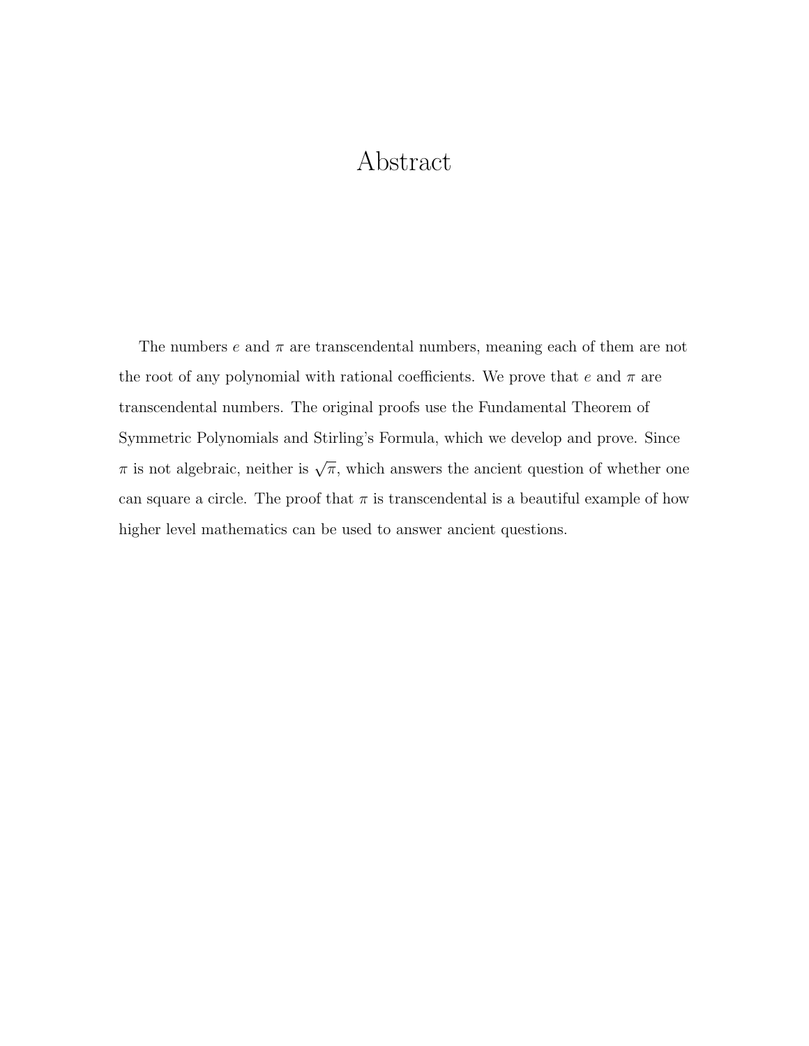# Abstract

The numbers $e$ and $\pi$ are transcendental numbers, meaning each of them are not the root of any polynomial with rational coefficients. We prove that $e$ and $\pi$ are transcendental numbers. The original proofs use the Fundamental Theorem of Symmetric Polynomials and Stirling's Formula, which we develop and prove. Since $\pi$ is not algebraic, neither is $\sqrt{\pi}$, which answers the ancient question of whether one can square a circle. The proof that $\pi$ is transcendental is a beautiful example of how higher level mathematics can be used to answer ancient questions.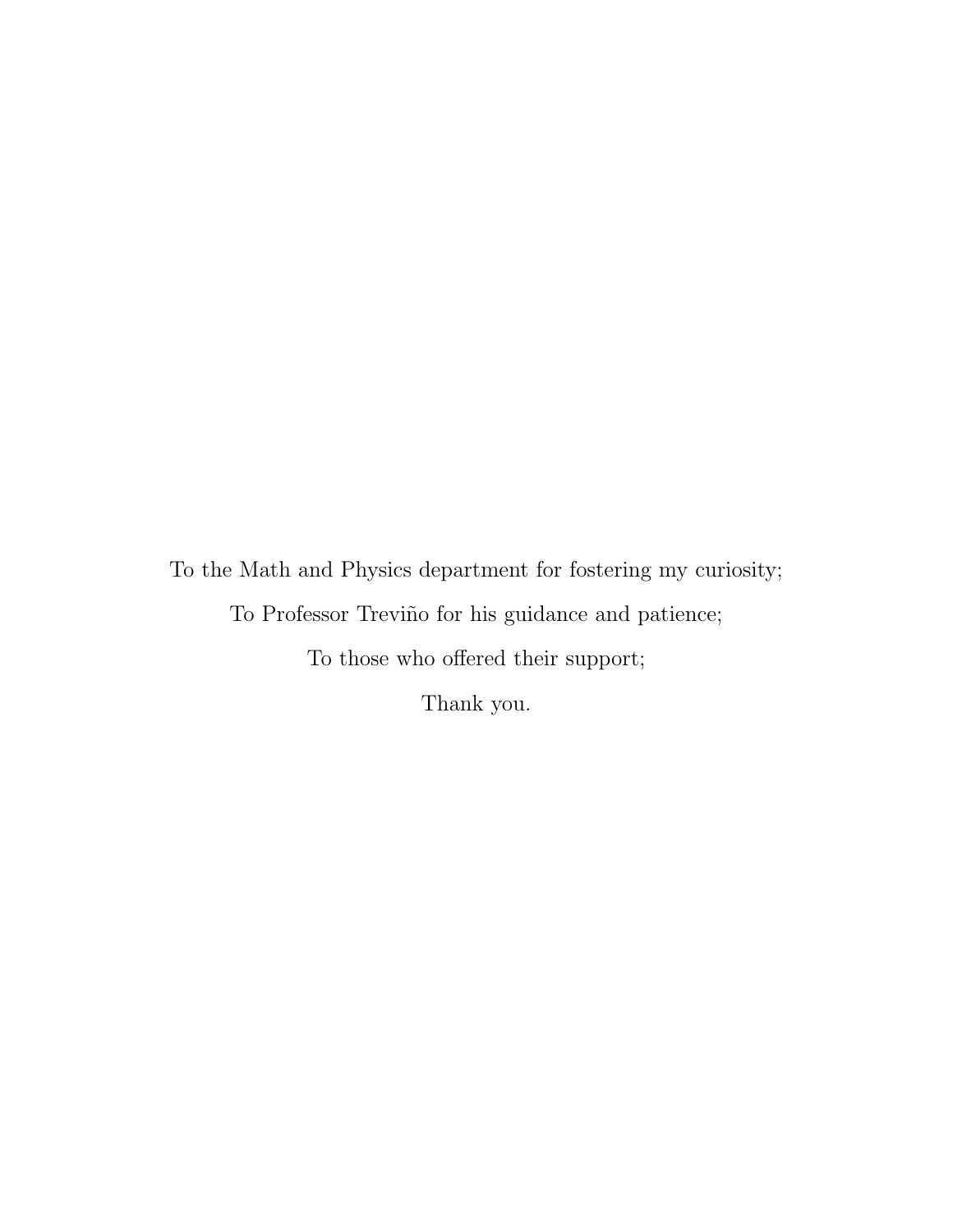To the Math and Physics department for fostering my curiosity;

To Professor Treviño for his guidance and patience;

To those who offered their support;

Thank you.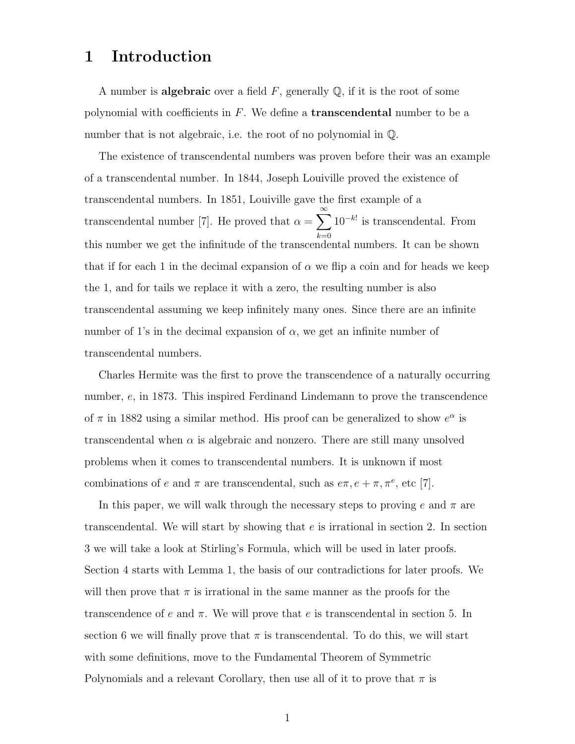# 1 Introduction

A number is **algebraic** over a field $F$, generally $\mathbb{Q}$, if it is the root of some polynomial with coefficients in $F$. We define a **transcendental** number to be a number that is not algebraic, i.e. the root of no polynomial in $\mathbb{Q}$.

The existence of transcendental numbers was proven before their was an example of a transcendental number. In 1844, Joseph Louiville proved the existence of transcendental numbers. In 1851, Louiville gave the first example of a transcendental number [7]. He proved that $\alpha = \sum_{k=0}^{\infty} 10^{-k!}$ is transcendental. From this number we get the infinitude of the transcendental numbers. It can be shown that if for each 1 in the decimal expansion of $\alpha$ we flip a coin and for heads we keep the 1, and for tails we replace it with a zero, the resulting number is also transcendental assuming we keep infinitely many ones. Since there are an infinite number of 1's in the decimal expansion of $\alpha$, we get an infinite number of transcendental numbers.

Charles Hermite was the first to prove the transcendence of a naturally occurring number, $e$, in 1873. This inspired Ferdinand Lindemann to prove the transcendence of $\pi$ in 1882 using a similar method. His proof can be generalized to show $e^{\alpha}$ is transcendental when $\alpha$ is algebraic and nonzero. There are still many unsolved problems when it comes to transcendental numbers. It is unknown if most combinations of $e$ and $\pi$ are transcendental, such as $e\pi, e + \pi, \pi^e$, etc [7].

In this paper, we will walk through the necessary steps to proving $e$ and $\pi$ are transcendental. We will start by showing that $e$ is irrational in section 2. In section 3 we will take a look at Stirling's Formula, which will be used in later proofs. Section 4 starts with Lemma 1, the basis of our contradictions for later proofs. We will then prove that $\pi$ is irrational in the same manner as the proofs for the transcendence of $e$ and $\pi$. We will prove that $e$ is transcendental in section 5. In section 6 we will finally prove that $\pi$ is transcendental. To do this, we will start with some definitions, move to the Fundamental Theorem of Symmetric Polynomials and a relevant Corollary, then use all of it to prove that $\pi$ is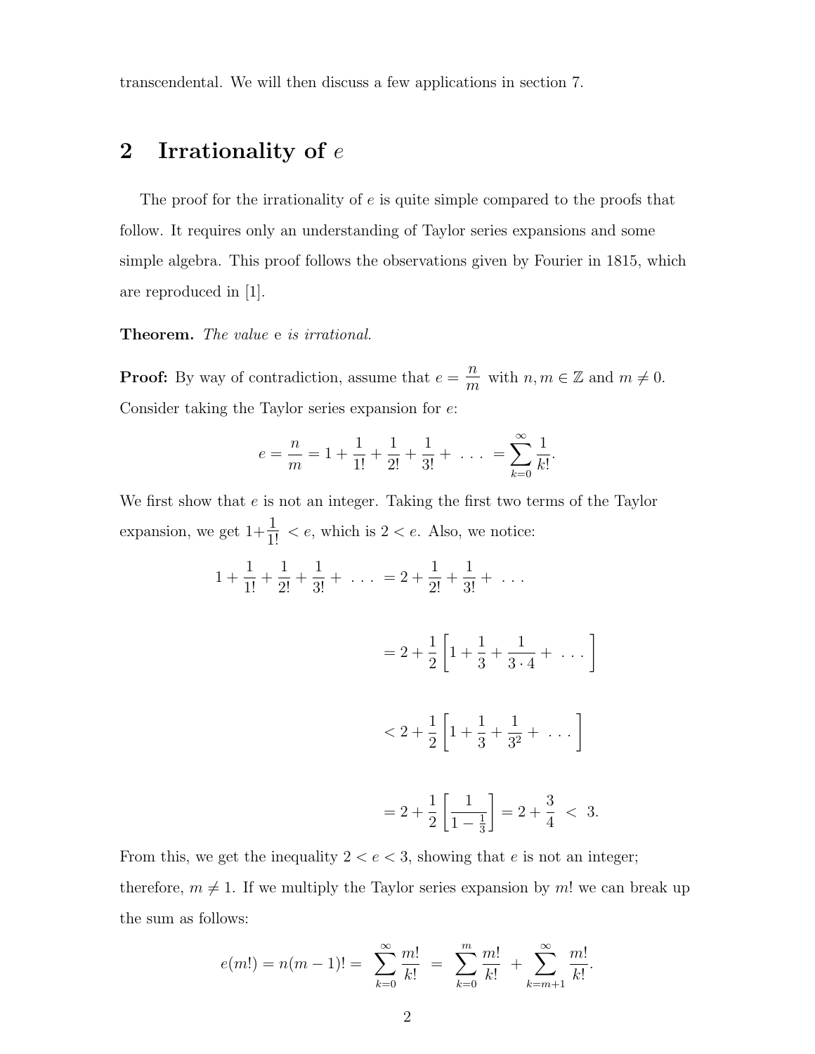transcendental. We will then discuss a few applications in section 7.

## 2 Irrationality of $e$

The proof for the irrationality of $e$ is quite simple compared to the proofs that follow. It requires only an understanding of Taylor series expansions and some simple algebra. This proof follows the observations given by Fourier in 1815, which are reproduced in [1].

**Theorem.** *The value* e *is irrational.*

**Proof:** By way of contradiction, assume that $e = \dfrac{n}{m}$ with $n, m \in \mathbb{Z}$ and $m \neq 0$. Consider taking the Taylor series expansion for $e$:

$$e = \frac{n}{m} = 1 + \frac{1}{1!} + \frac{1}{2!} + \frac{1}{3!} + \ \ldots \ = \sum_{k=0}^{\infty} \frac{1}{k!}.$$

We first show that $e$ is not an integer. Taking the first two terms of the Taylor expansion, we get $1+\frac{1}{1!} < e$, which is $2 < e$. Also, we notice:

$$\begin{aligned}
1 + \frac{1}{1!} + \frac{1}{2!} + \frac{1}{3!} + \ \ldots \ &= 2 + \frac{1}{2!} + \frac{1}{3!} + \ \ldots \\
&= 2 + \frac{1}{2}\left[1 + \frac{1}{3} + \frac{1}{3 \cdot 4} + \ \ldots \right] \\
&< 2 + \frac{1}{2}\left[1 + \frac{1}{3} + \frac{1}{3^2} + \ \ldots \right] \\
&= 2 + \frac{1}{2}\left[\frac{1}{1 - \frac{1}{3}}\right] = 2 + \frac{3}{4} \ < \ 3.
\end{aligned}$$

From this, we get the inequality $2 < e < 3$, showing that $e$ is not an integer; therefore, $m \neq 1$. If we multiply the Taylor series expansion by $m!$ we can break up the sum as follows:

$$e(m!) = n(m-1)! = \ \sum_{k=0}^{\infty} \frac{m!}{k!} \ = \ \sum_{k=0}^{m} \frac{m!}{k!} \ + \sum_{k=m+1}^{\infty} \frac{m!}{k!}.$$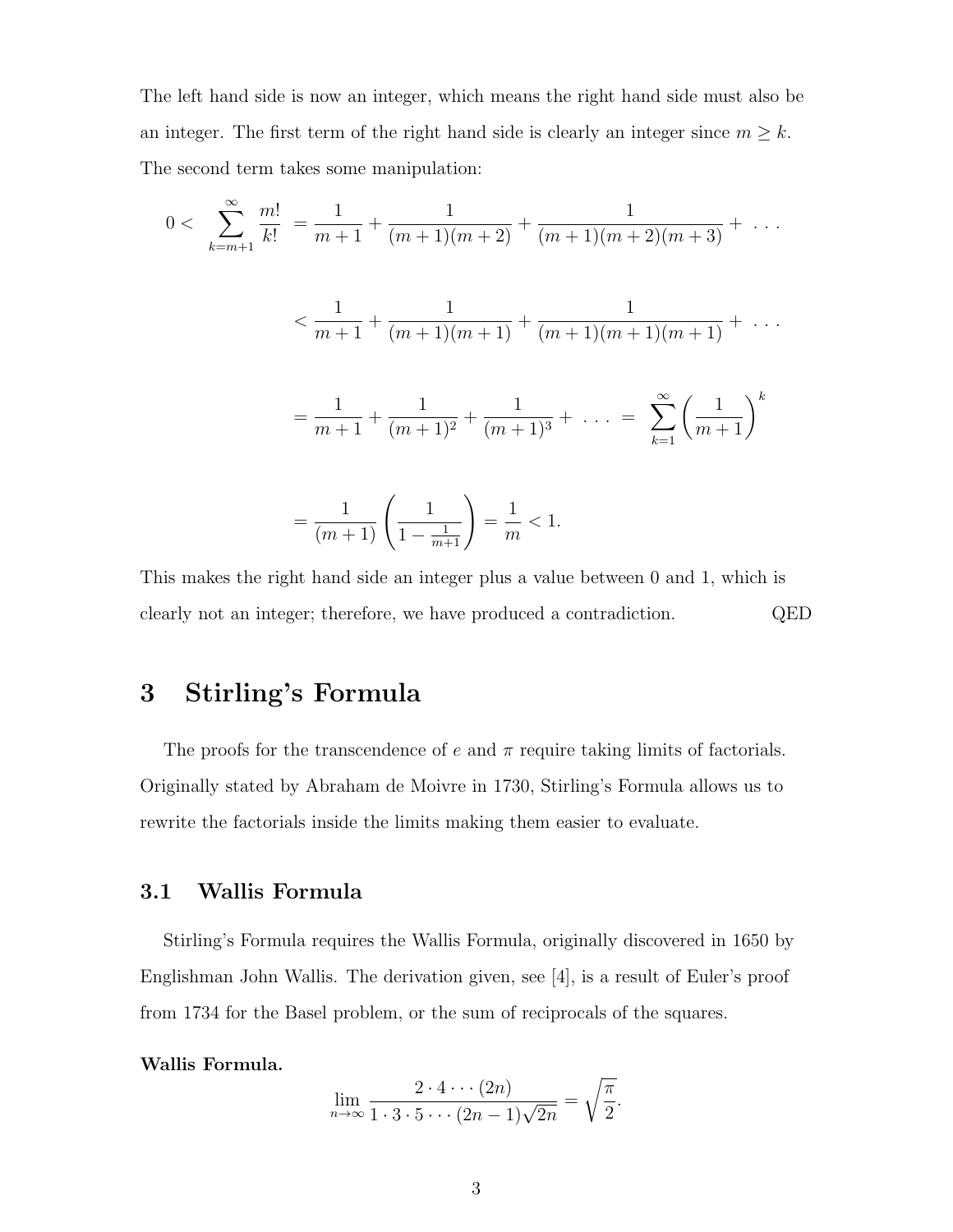The left hand side is now an integer, which means the right hand side must also be an integer. The first term of the right hand side is clearly an integer since $m \geq k$. The second term takes some manipulation:

$$
\begin{aligned}
0 < \sum_{k=m+1}^{\infty} \frac{m!}{k!} &= \frac{1}{m+1} + \frac{1}{(m+1)(m+2)} + \frac{1}{(m+1)(m+2)(m+3)} + \ \ldots \\
&< \frac{1}{m+1} + \frac{1}{(m+1)(m+1)} + \frac{1}{(m+1)(m+1)(m+1)} + \ \ldots \\
&= \frac{1}{m+1} + \frac{1}{(m+1)^2} + \frac{1}{(m+1)^3} + \ \ldots \ = \ \sum_{k=1}^{\infty} \left(\frac{1}{m+1}\right)^k \\
&= \frac{1}{(m+1)} \left(\frac{1}{1 - \frac{1}{m+1}}\right) = \frac{1}{m} < 1.
\end{aligned}
$$

This makes the right hand side an integer plus a value between 0 and 1, which is clearly not an integer; therefore, we have produced a contradiction. QED

# 3 Stirling's Formula

The proofs for the transcendence of $e$ and $\pi$ require taking limits of factorials. Originally stated by Abraham de Moivre in 1730, Stirling's Formula allows us to rewrite the factorials inside the limits making them easier to evaluate.

## 3.1 Wallis Formula

Stirling's Formula requires the Wallis Formula, originally discovered in 1650 by Englishman John Wallis. The derivation given, see [4], is a result of Euler's proof from 1734 for the Basel problem, or the sum of reciprocals of the squares.

**Wallis Formula.**

$$
\lim_{n\to\infty} \frac{2 \cdot 4 \cdots (2n)}{1 \cdot 3 \cdot 5 \cdots (2n-1)\sqrt{2n}} = \sqrt{\frac{\pi}{2}}.
$$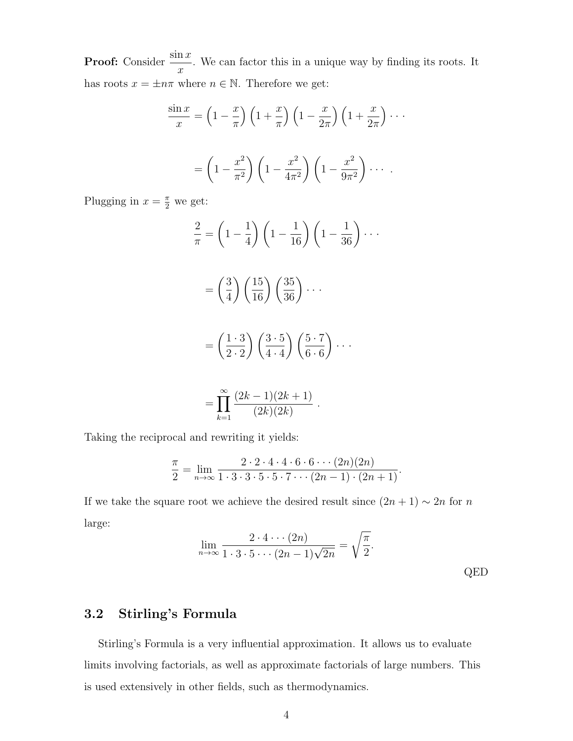**Proof:** Consider $\dfrac{\sin x}{x}$. We can factor this in a unique way by finding its roots. It has roots $x = \pm n\pi$ where $n \in \mathbb{N}$. Therefore we get:

$$\frac{\sin x}{x} = \left(1 - \frac{x}{\pi}\right)\left(1 + \frac{x}{\pi}\right)\left(1 - \frac{x}{2\pi}\right)\left(1 + \frac{x}{2\pi}\right)\cdots$$

$$= \left(1 - \frac{x^2}{\pi^2}\right)\left(1 - \frac{x^2}{4\pi^2}\right)\left(1 - \frac{x^2}{9\pi^2}\right)\cdots .$$

Plugging in $x = \frac{\pi}{2}$ we get:

$$\frac{2}{\pi} = \left(1 - \frac{1}{4}\right)\left(1 - \frac{1}{16}\right)\left(1 - \frac{1}{36}\right)\cdots$$

$$= \left(\frac{3}{4}\right)\left(\frac{15}{16}\right)\left(\frac{35}{36}\right)\cdots$$

$$= \left(\frac{1 \cdot 3}{2 \cdot 2}\right)\left(\frac{3 \cdot 5}{4 \cdot 4}\right)\left(\frac{5 \cdot 7}{6 \cdot 6}\right)\cdots$$

$$= \prod_{k=1}^{\infty} \frac{(2k-1)(2k+1)}{(2k)(2k)} .$$

Taking the reciprocal and rewriting it yields:

$$\frac{\pi}{2} = \lim_{n\to\infty} \frac{2 \cdot 2 \cdot 4 \cdot 4 \cdot 6 \cdot 6 \cdots (2n)(2n)}{1 \cdot 3 \cdot 3 \cdot 5 \cdot 5 \cdot 7 \cdots (2n-1) \cdot (2n+1)}.$$

If we take the square root we achieve the desired result since $(2n+1) \sim 2n$ for $n$ large:

$$\lim_{n\to\infty} \frac{2 \cdot 4 \cdots (2n)}{1 \cdot 3 \cdot 5 \cdots (2n-1)\sqrt{2n}} = \sqrt{\frac{\pi}{2}}.$$

QED

## 3.2 Stirling's Formula

Stirling's Formula is a very influential approximation. It allows us to evaluate limits involving factorials, as well as approximate factorials of large numbers. This is used extensively in other fields, such as thermodynamics.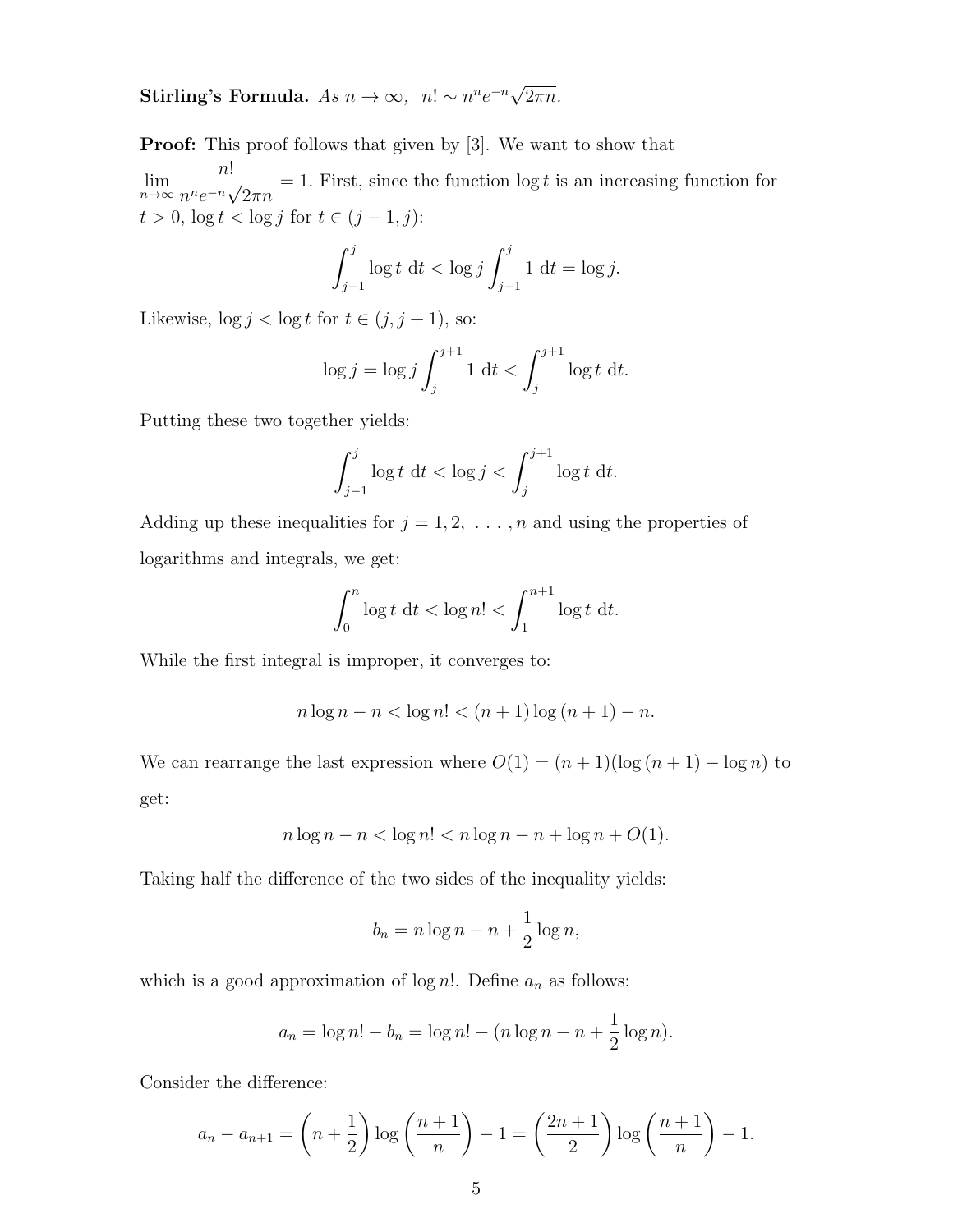**Stirling's Formula.** *As $n \to \infty$, $n! \sim n^n e^{-n}\sqrt{2\pi n}$.*

**Proof:** This proof follows that given by [3]. We want to show that $\displaystyle\lim_{n\to\infty} \frac{n!}{n^n e^{-n}\sqrt{2\pi n}} = 1$. First, since the function $\log t$ is an increasing function for $t > 0$, $\log t < \log j$ for $t \in (j-1, j)$:

$$\int_{j-1}^{j} \log t \ \mathrm{d}t < \log j \int_{j-1}^{j} 1 \ \mathrm{d}t = \log j.$$

Likewise, $\log j < \log t$ for $t \in (j, j+1)$, so:

$$\log j = \log j \int_{j}^{j+1} 1 \ \mathrm{d}t < \int_{j}^{j+1} \log t \ \mathrm{d}t.$$

Putting these two together yields:

$$\int_{j-1}^{j} \log t \ \mathrm{d}t < \log j < \int_{j}^{j+1} \log t \ \mathrm{d}t.$$

Adding up these inequalities for $j = 1, 2, \ \ldots, n$ and using the properties of logarithms and integrals, we get:

$$\int_{0}^{n} \log t \ \mathrm{d}t < \log n! < \int_{1}^{n+1} \log t \ \mathrm{d}t.$$

While the first integral is improper, it converges to:

$$n \log n - n < \log n! < (n+1)\log(n+1) - n.$$

We can rearrange the last expression where $O(1) = (n+1)(\log(n+1) - \log n)$ to get:

$$n \log n - n < \log n! < n \log n - n + \log n + O(1).$$

Taking half the difference of the two sides of the inequality yields:

$$b_n = n \log n - n + \frac{1}{2}\log n,$$

which is a good approximation of $\log n!$. Define $a_n$ as follows:

$$a_n = \log n! - b_n = \log n! - (n \log n - n + \frac{1}{2}\log n).$$

Consider the difference:

$$a_n - a_{n+1} = \left(n + \frac{1}{2}\right)\log\left(\frac{n+1}{n}\right) - 1 = \left(\frac{2n+1}{2}\right)\log\left(\frac{n+1}{n}\right) - 1.$$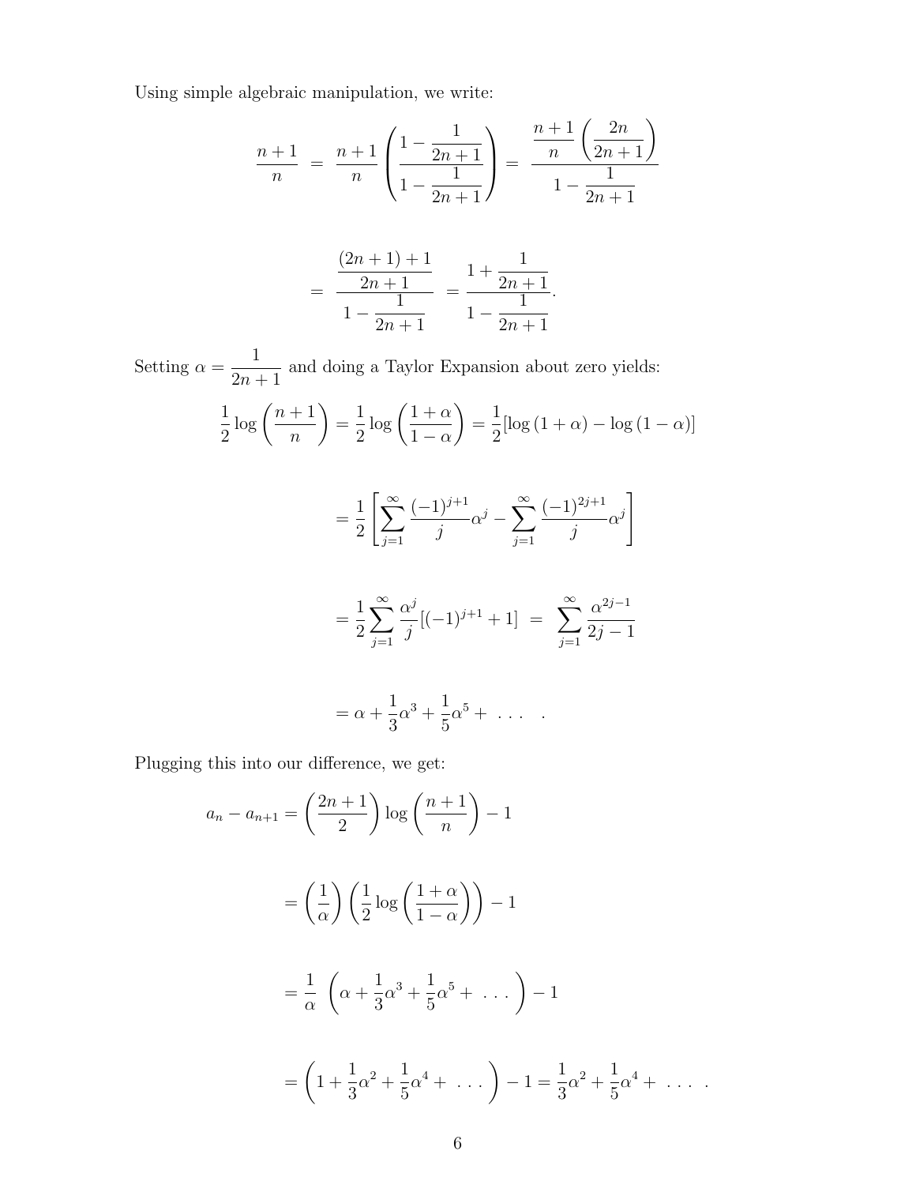Using simple algebraic manipulation, we write:

$$\frac{n+1}{n} \;=\; \frac{n+1}{n}\left(\frac{1-\dfrac{1}{2n+1}}{1-\dfrac{1}{2n+1}}\right) \;=\; \frac{\dfrac{n+1}{n}\left(\dfrac{2n}{2n+1}\right)}{1-\dfrac{1}{2n+1}}$$

$$=\; \frac{\dfrac{(2n+1)+1}{2n+1}}{1-\dfrac{1}{2n+1}} \;=\frac{1+\dfrac{1}{2n+1}}{1-\dfrac{1}{2n+1}}.$$

Setting $\alpha = \dfrac{1}{2n+1}$ and doing a Taylor Expansion about zero yields:

$$\frac{1}{2}\log\left(\frac{n+1}{n}\right) = \frac{1}{2}\log\left(\frac{1+\alpha}{1-\alpha}\right) = \frac{1}{2}[\log{(1+\alpha)} - \log{(1-\alpha)}]$$

$$= \frac{1}{2}\left[\sum_{j=1}^{\infty}\frac{(-1)^{j+1}}{j}\alpha^j - \sum_{j=1}^{\infty}\frac{(-1)^{2j+1}}{j}\alpha^j\right]$$

$$= \frac{1}{2}\sum_{j=1}^{\infty}\frac{\alpha^j}{j}[(-1)^{j+1}+1] \;=\; \sum_{j=1}^{\infty}\frac{\alpha^{2j-1}}{2j-1}$$

$$= \alpha + \frac{1}{3}\alpha^3 + \frac{1}{5}\alpha^5 + \;\ldots\;\; .$$

Plugging this into our difference, we get:

$$a_n - a_{n+1} = \left(\frac{2n+1}{2}\right)\log\left(\frac{n+1}{n}\right) - 1$$

$$= \left(\frac{1}{\alpha}\right)\left(\frac{1}{2}\log\left(\frac{1+\alpha}{1-\alpha}\right)\right) - 1$$

$$= \frac{1}{\alpha}\;\left(\alpha + \frac{1}{3}\alpha^3 + \frac{1}{5}\alpha^5 + \;\ldots\right) - 1$$

$$= \left(1 + \frac{1}{3}\alpha^2 + \frac{1}{5}\alpha^4 + \;\ldots\right) - 1 = \frac{1}{3}\alpha^2 + \frac{1}{5}\alpha^4 + \;\ldots\;\; .$$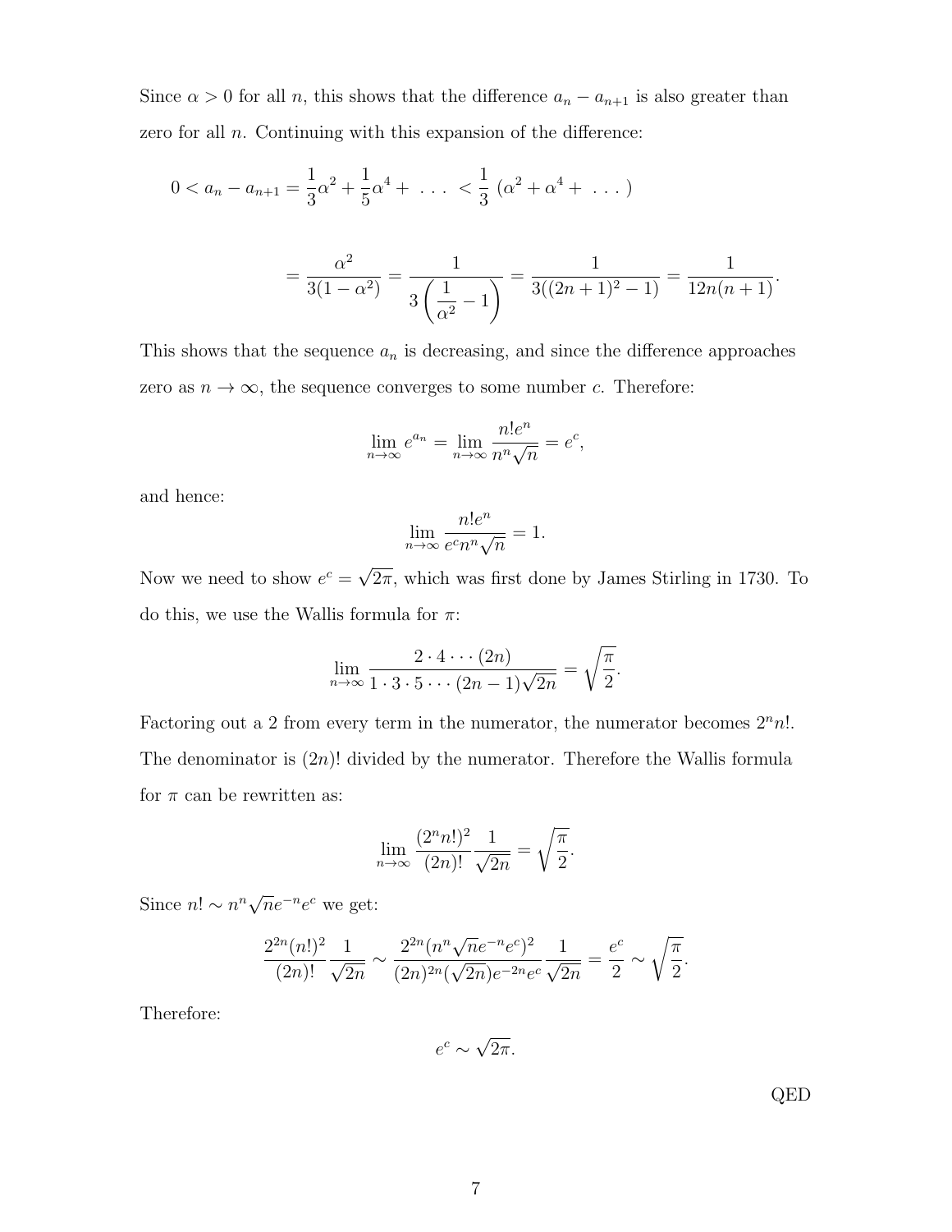Since $\alpha > 0$ for all $n$, this shows that the difference $a_n - a_{n+1}$ is also greater than zero for all $n$. Continuing with this expansion of the difference:

$$0 < a_n - a_{n+1} = \frac{1}{3}\alpha^2 + \frac{1}{5}\alpha^4 + \ \ldots \ < \frac{1}{3}\left(\alpha^2 + \alpha^4 + \ \ldots\ \right)$$

$$= \frac{\alpha^2}{3(1-\alpha^2)} = \frac{1}{3\left(\dfrac{1}{\alpha^2} - 1\right)} = \frac{1}{3((2n+1)^2 - 1)} = \frac{1}{12n(n+1)}.$$

This shows that the sequence $a_n$ is decreasing, and since the difference approaches zero as $n \to \infty$, the sequence converges to some number $c$. Therefore:

$$\lim_{n\to\infty} e^{a_n} = \lim_{n\to\infty} \frac{n!e^n}{n^n\sqrt{n}} = e^c,$$

and hence:

$$\lim_{n\to\infty} \frac{n!e^n}{e^c n^n \sqrt{n}} = 1.$$

Now we need to show $e^c = \sqrt{2\pi}$, which was first done by James Stirling in 1730. To do this, we use the Wallis formula for $\pi$:

$$\lim_{n\to\infty} \frac{2 \cdot 4 \cdots (2n)}{1 \cdot 3 \cdot 5 \cdots (2n-1)\sqrt{2n}} = \sqrt{\frac{\pi}{2}}.$$

Factoring out a 2 from every term in the numerator, the numerator becomes $2^n n!$. The denominator is $(2n)!$ divided by the numerator. Therefore the Wallis formula for $\pi$ can be rewritten as:

$$\lim_{n\to\infty} \frac{(2^n n!)^2}{(2n)!}\frac{1}{\sqrt{2n}} = \sqrt{\frac{\pi}{2}}.$$

Since $n! \sim n^n\sqrt{n}e^{-n}e^c$ we get:

$$\frac{2^{2n}(n!)^2}{(2n)!}\frac{1}{\sqrt{2n}} \sim \frac{2^{2n}(n^n\sqrt{n}e^{-n}e^c)^2}{(2n)^{2n}(\sqrt{2n})e^{-2n}e^c}\frac{1}{\sqrt{2n}} = \frac{e^c}{2} \sim \sqrt{\frac{\pi}{2}}.$$

Therefore:

$$e^c \sim \sqrt{2\pi}.$$

QED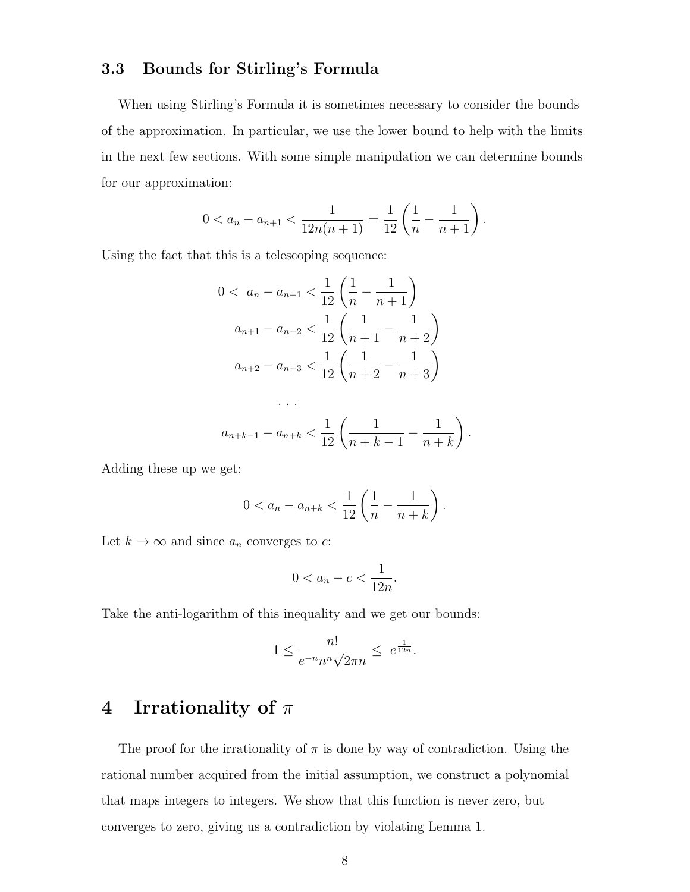### 3.3 Bounds for Stirling's Formula

When using Stirling's Formula it is sometimes necessary to consider the bounds of the approximation. In particular, we use the lower bound to help with the limits in the next few sections. With some simple manipulation we can determine bounds for our approximation:

$$0 < a_n - a_{n+1} < \frac{1}{12n(n+1)} = \frac{1}{12}\left(\frac{1}{n} - \frac{1}{n+1}\right).$$

Using the fact that this is a telescoping sequence:

$$\begin{aligned}
0 < \ a_n - a_{n+1} &< \frac{1}{12}\left(\frac{1}{n} - \frac{1}{n+1}\right) \\
a_{n+1} - a_{n+2} &< \frac{1}{12}\left(\frac{1}{n+1} - \frac{1}{n+2}\right) \\
a_{n+2} - a_{n+3} &< \frac{1}{12}\left(\frac{1}{n+2} - \frac{1}{n+3}\right) \\
&\cdots \\
a_{n+k-1} - a_{n+k} &< \frac{1}{12}\left(\frac{1}{n+k-1} - \frac{1}{n+k}\right).
\end{aligned}$$

Adding these up we get:

$$0 < a_n - a_{n+k} < \frac{1}{12}\left(\frac{1}{n} - \frac{1}{n+k}\right).$$

Let $k \to \infty$ and since $a_n$ converges to $c$:

$$0 < a_n - c < \frac{1}{12n}.$$

Take the anti-logarithm of this inequality and we get our bounds:

$$1 \leq \frac{n!}{e^{-n}n^n\sqrt{2\pi n}} \leq \ e^{\frac{1}{12n}}.$$

# 4 Irrationality of $\pi$

The proof for the irrationality of $\pi$ is done by way of contradiction. Using the rational number acquired from the initial assumption, we construct a polynomial that maps integers to integers. We show that this function is never zero, but converges to zero, giving us a contradiction by violating Lemma 1.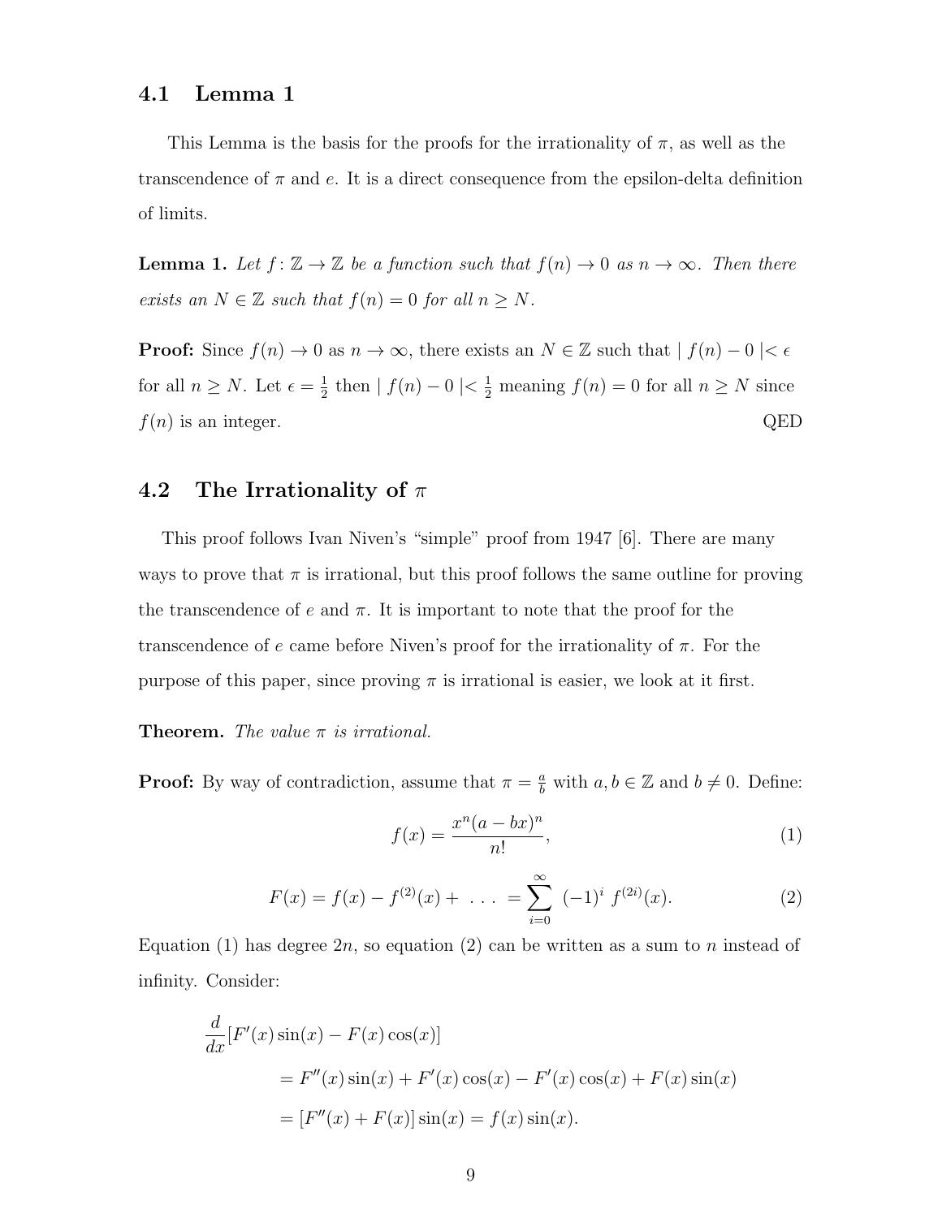### 4.1 Lemma 1

This Lemma is the basis for the proofs for the irrationality of $\pi$, as well as the transcendence of $\pi$ and $e$. It is a direct consequence from the epsilon-delta definition of limits.

**Lemma 1.** *Let $f\colon \mathbb{Z} \to \mathbb{Z}$ be a function such that $f(n) \to 0$ as $n \to \infty$. Then there exists an $N \in \mathbb{Z}$ such that $f(n) = 0$ for all $n \geq N$.*

**Proof:** Since $f(n) \to 0$ as $n \to \infty$, there exists an $N \in \mathbb{Z}$ such that $| f(n) - 0 | < \epsilon$ for all $n \geq N$. Let $\epsilon = \frac{1}{2}$ then $| f(n) - 0 | < \frac{1}{2}$ meaning $f(n) = 0$ for all $n \geq N$ since $f(n)$ is an integer. QED

### 4.2 The Irrationality of $\pi$

This proof follows Ivan Niven's "simple" proof from 1947 [6]. There are many ways to prove that $\pi$ is irrational, but this proof follows the same outline for proving the transcendence of $e$ and $\pi$. It is important to note that the proof for the transcendence of $e$ came before Niven's proof for the irrationality of $\pi$. For the purpose of this paper, since proving $\pi$ is irrational is easier, we look at it first.

**Theorem.** *The value $\pi$ is irrational.*

**Proof:** By way of contradiction, assume that $\pi = \frac{a}{b}$ with $a, b \in \mathbb{Z}$ and $b \neq 0$. Define:

$$f(x) = \frac{x^n(a - bx)^n}{n!}, \tag{1}$$

$$F(x) = f(x) - f^{(2)}(x) + \ \ldots \ = \sum_{i=0}^{\infty} \ (-1)^i \ f^{(2i)}(x). \tag{2}$$

Equation (1) has degree $2n$, so equation (2) can be written as a sum to $n$ instead of infinity. Consider:

$$\begin{aligned}
&\frac{d}{dx}[F'(x)\sin(x) - F(x)\cos(x)] \\
&\qquad = F''(x)\sin(x) + F'(x)\cos(x) - F'(x)\cos(x) + F(x)\sin(x) \\
&\qquad = [F''(x) + F(x)]\sin(x) = f(x)\sin(x).
\end{aligned}$$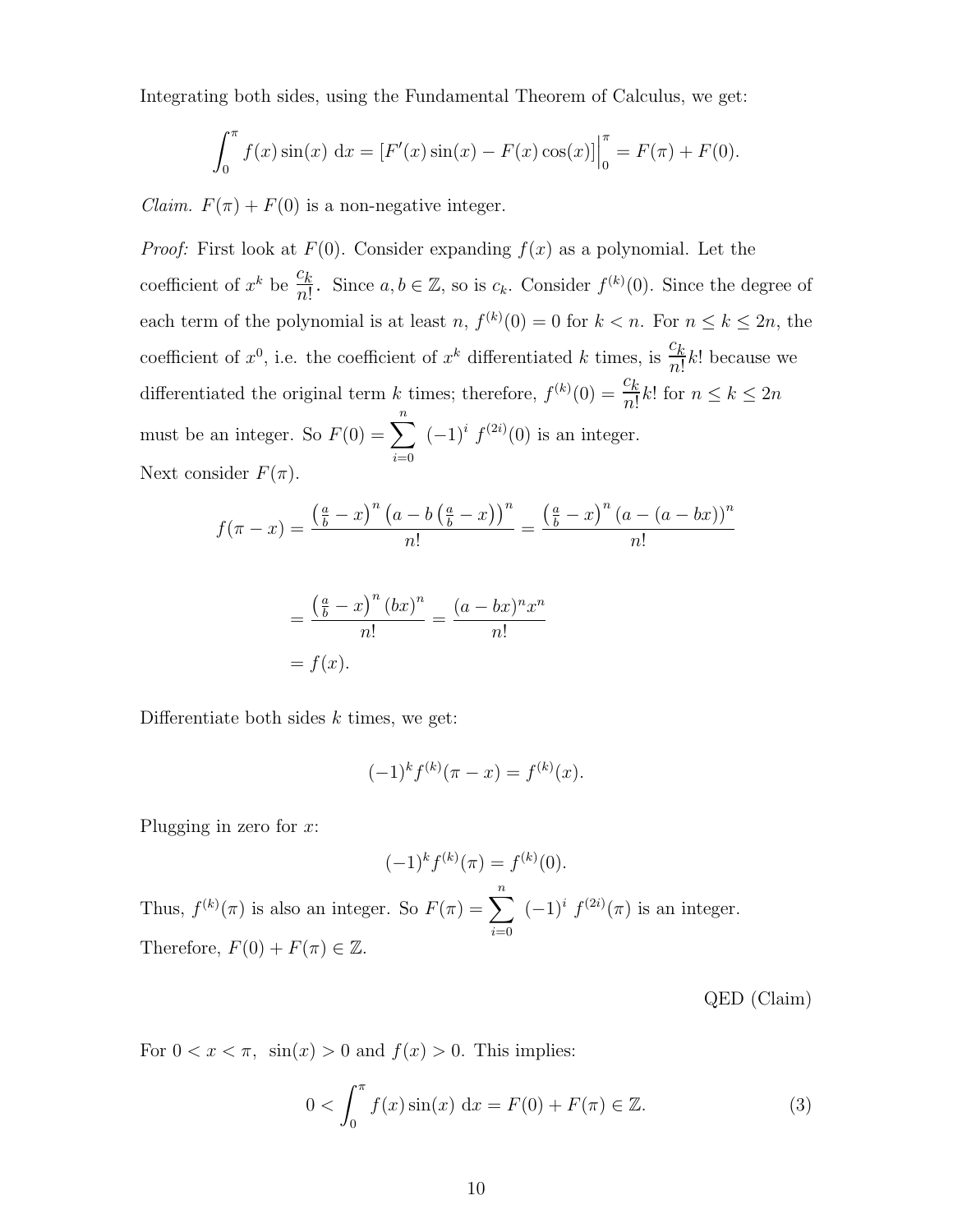Integrating both sides, using the Fundamental Theorem of Calculus, we get:

$$\int_0^{\pi} f(x)\sin(x)\ \mathrm{d}x = \left[F'(x)\sin(x) - F(x)\cos(x)\right]\Big|_0^{\pi} = F(\pi) + F(0).$$

*Claim.* $F(\pi) + F(0)$ is a non-negative integer.

*Proof:* First look at $F(0)$. Consider expanding $f(x)$ as a polynomial. Let the coefficient of $x^k$ be $\dfrac{c_k}{n!}$. Since $a, b \in \mathbb{Z}$, so is $c_k$. Consider $f^{(k)}(0)$. Since the degree of each term of the polynomial is at least $n$, $f^{(k)}(0) = 0$ for $k < n$. For $n \le k \le 2n$, the coefficient of $x^0$, i.e. the coefficient of $x^k$ differentiated $k$ times, is $\dfrac{c_k}{n!}k!$ because we differentiated the original term $k$ times; therefore, $f^{(k)}(0) = \dfrac{c_k}{n!}k!$ for $n \le k \le 2n$ must be an integer. So $F(0) = \displaystyle\sum_{i=0}^{n}\ (-1)^i\ f^{(2i)}(0)$ is an integer.
Next consider $F(\pi)$.

$$f(\pi - x) = \frac{\left(\frac{a}{b} - x\right)^n \left(a - b\left(\frac{a}{b} - x\right)\right)^n}{n!} = \frac{\left(\frac{a}{b} - x\right)^n \left(a - (a - bx)\right)^n}{n!}$$

$$= \frac{\left(\frac{a}{b} - x\right)^n (bx)^n}{n!} = \frac{(a - bx)^n x^n}{n!}$$
$$= f(x).$$

Differentiate both sides $k$ times, we get:

$$(-1)^k f^{(k)}(\pi - x) = f^{(k)}(x).$$

Plugging in zero for $x$:

$$(-1)^k f^{(k)}(\pi) = f^{(k)}(0).$$

Thus, $f^{(k)}(\pi)$ is also an integer. So $F(\pi) = \displaystyle\sum_{i=0}^{n}\ (-1)^i\ f^{(2i)}(\pi)$ is an integer.
Therefore, $F(0) + F(\pi) \in \mathbb{Z}$.

QED (Claim)

For $0 < x < \pi$, $\ \sin(x) > 0$ and $f(x) > 0$. This implies:

$$0 < \int_0^{\pi} f(x)\sin(x)\ \mathrm{d}x = F(0) + F(\pi) \in \mathbb{Z}. \tag{3}$$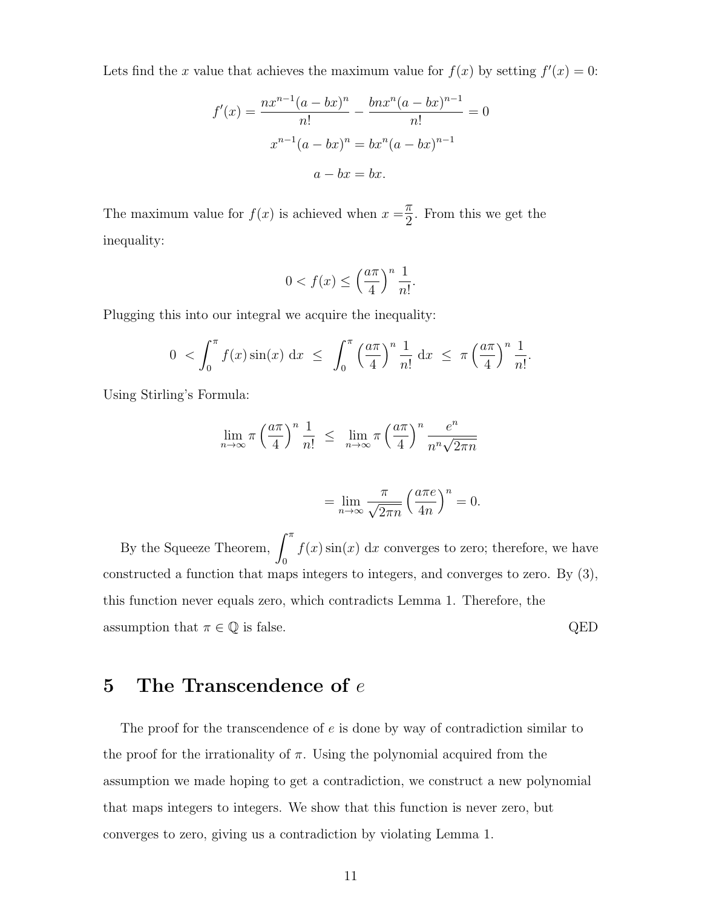Lets find the $x$ value that achieves the maximum value for $f(x)$ by setting $f'(x) = 0$:

$$f'(x) = \frac{nx^{n-1}(a - bx)^n}{n!} - \frac{bnx^n(a - bx)^{n-1}}{n!} = 0$$

$$x^{n-1}(a - bx)^n = bx^n(a - bx)^{n-1}$$

$$a - bx = bx.$$

The maximum value for $f(x)$ is achieved when $x = \frac{\pi}{2}$. From this we get the inequality:

$$0 < f(x) \leq \left(\frac{a\pi}{4}\right)^n \frac{1}{n!}.$$

Plugging this into our integral we acquire the inequality:

$$0 \; < \int_0^\pi f(x)\sin(x)\ \mathrm{d}x \;\leq\; \int_0^\pi \left(\frac{a\pi}{4}\right)^n \frac{1}{n!}\ \mathrm{d}x \;\leq\; \pi\left(\frac{a\pi}{4}\right)^n \frac{1}{n!}.$$

Using Stirling's Formula:

$$\lim_{n\to\infty} \pi\left(\frac{a\pi}{4}\right)^n \frac{1}{n!} \;\leq\; \lim_{n\to\infty} \pi\left(\frac{a\pi}{4}\right)^n \frac{e^n}{n^n\sqrt{2\pi n}}$$

$$= \lim_{n\to\infty} \frac{\pi}{\sqrt{2\pi n}}\left(\frac{a\pi e}{4n}\right)^n = 0.$$

By the Squeeze Theorem, $\int_0^\pi f(x)\sin(x)\ \mathrm{d}x$ converges to zero; therefore, we have constructed a function that maps integers to integers, and converges to zero. By (3), this function never equals zero, which contradicts Lemma 1. Therefore, the assumption that $\pi \in \mathbb{Q}$ is false. QED

## 5 The Transcendence of $e$

The proof for the transcendence of $e$ is done by way of contradiction similar to the proof for the irrationality of $\pi$. Using the polynomial acquired from the assumption we made hoping to get a contradiction, we construct a new polynomial that maps integers to integers. We show that this function is never zero, but converges to zero, giving us a contradiction by violating Lemma 1.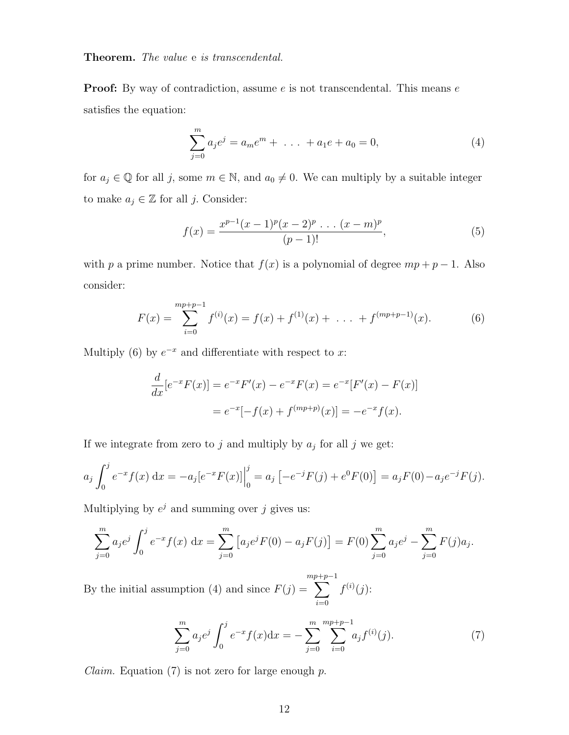**Theorem.** *The value* e *is transcendental.*

**Proof:** By way of contradiction, assume $e$ is not transcendental. This means $e$ satisfies the equation:

$$\sum_{j=0}^{m} a_j e^j = a_m e^m + \ \ldots \ + a_1 e + a_0 = 0, \tag{4}$$

for $a_j \in \mathbb{Q}$ for all $j$, some $m \in \mathbb{N}$, and $a_0 \neq 0$. We can multiply by a suitable integer to make $a_j \in \mathbb{Z}$ for all $j$. Consider:

$$f(x) = \frac{x^{p-1}(x-1)^p(x-2)^p \ \ldots \ (x-m)^p}{(p-1)!}, \tag{5}$$

with $p$ a prime number. Notice that $f(x)$ is a polynomial of degree $mp + p - 1$. Also consider:

$$F(x) = \sum_{i=0}^{mp+p-1} f^{(i)}(x) = f(x) + f^{(1)}(x) + \ \ldots \ + f^{(mp+p-1)}(x). \tag{6}$$

Multiply (6) by $e^{-x}$ and differentiate with respect to $x$:

$$\begin{aligned} \frac{d}{dx}[e^{-x}F(x)] &= e^{-x}F'(x) - e^{-x}F(x) = e^{-x}[F'(x) - F(x)] \\ &= e^{-x}[-f(x) + f^{(mp+p)}(x)] = -e^{-x}f(x). \end{aligned}$$

If we integrate from zero to $j$ and multiply by $a_j$ for all $j$ we get:

$$a_j \int_0^j e^{-x} f(x) \, \mathrm{d}x = -a_j [e^{-x}F(x)]\Big|_0^j = a_j \left[-e^{-j}F(j) + e^0 F(0)\right] = a_j F(0) - a_j e^{-j} F(j).$$

Multiplying by $e^j$ and summing over $j$ gives us:

$$\sum_{j=0}^{m} a_j e^j \int_0^j e^{-x} f(x) \, \mathrm{d}x = \sum_{j=0}^{m} \left[a_j e^j F(0) - a_j F(j)\right] = F(0) \sum_{j=0}^{m} a_j e^j - \sum_{j=0}^{m} F(j) a_j.$$

By the initial assumption (4) and since $F(j) = \sum_{i=0}^{mp+p-1} f^{(i)}(j)$:

$$\sum_{j=0}^{m} a_j e^j \int_0^j e^{-x} f(x) \mathrm{d}x = -\sum_{j=0}^{m} \sum_{i=0}^{mp+p-1} a_j f^{(i)}(j). \tag{7}$$

*Claim.* Equation (7) is not zero for large enough $p$.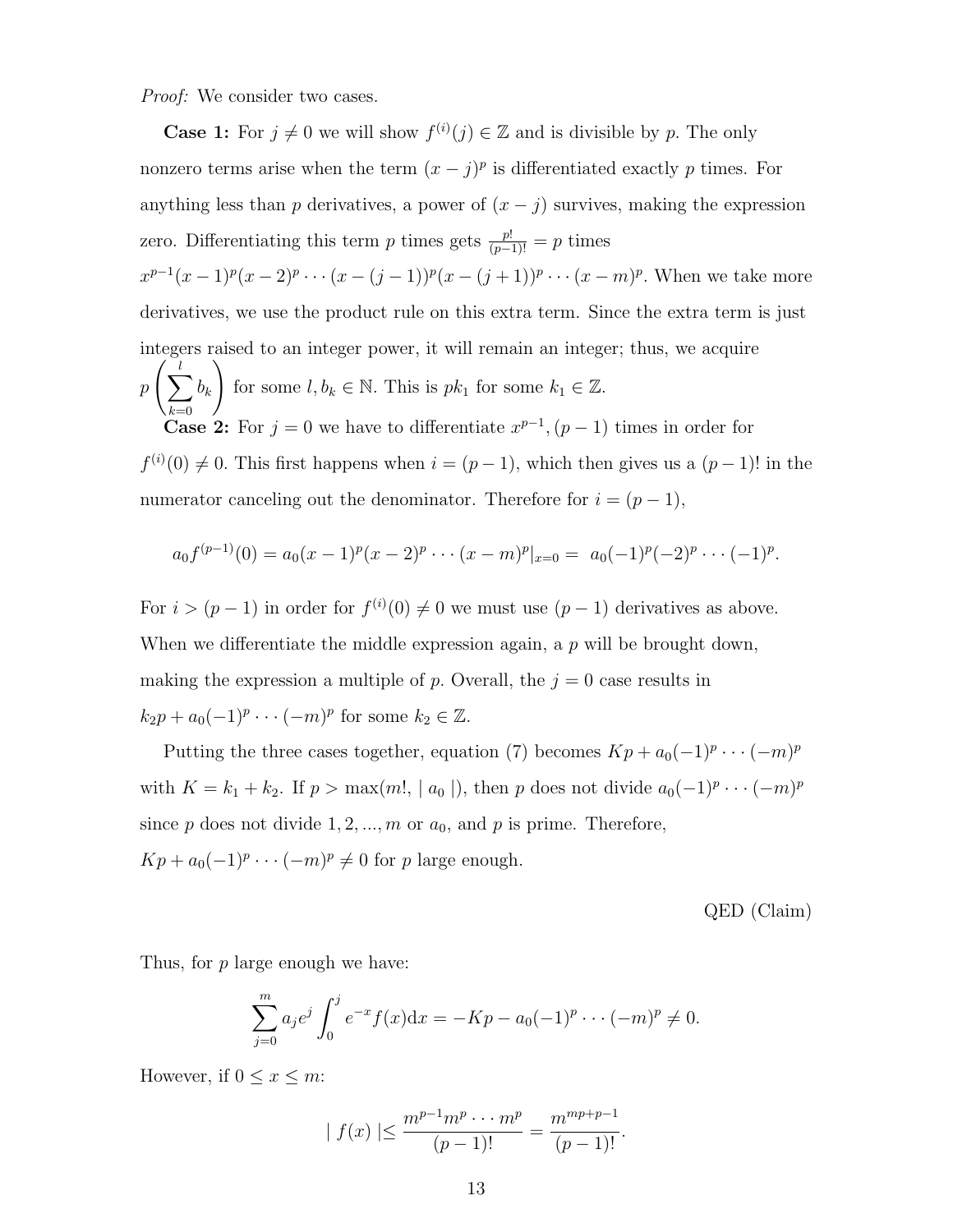*Proof:* We consider two cases.

**Case 1:** For $j \neq 0$ we will show $f^{(i)}(j) \in \mathbb{Z}$ and is divisible by $p$. The only nonzero terms arise when the term $(x-j)^p$ is differentiated exactly $p$ times. For anything less than $p$ derivatives, a power of $(x-j)$ survives, making the expression zero. Differentiating this term $p$ times gets $\frac{p!}{(p-1)!} = p$ times $x^{p-1}(x-1)^p(x-2)^p \cdots (x-(j-1))^p(x-(j+1))^p \cdots (x-m)^p$. When we take more derivatives, we use the product rule on this extra term. Since the extra term is just integers raised to an integer power, it will remain an integer; thus, we acquire $p\left(\sum_{k=0}^{l} b_k\right)$ for some $l, b_k \in \mathbb{N}$. This is $pk_1$ for some $k_1 \in \mathbb{Z}$.

**Case 2:** For $j = 0$ we have to differentiate $x^{p-1}, (p-1)$ times in order for $f^{(i)}(0) \neq 0$. This first happens when $i = (p-1)$, which then gives us a $(p-1)!$ in the numerator canceling out the denominator. Therefore for $i = (p-1)$,

$$a_0 f^{(p-1)}(0) = a_0(x-1)^p(x-2)^p \cdots (x-m)^p|_{x=0} = \; a_0(-1)^p(-2)^p \cdots (-1)^p.$$

For $i > (p-1)$ in order for $f^{(i)}(0) \neq 0$ we must use $(p-1)$ derivatives as above. When we differentiate the middle expression again, a $p$ will be brought down, making the expression a multiple of $p$. Overall, the $j = 0$ case results in $k_2 p + a_0(-1)^p \cdots (-m)^p$ for some $k_2 \in \mathbb{Z}$.

Putting the three cases together, equation (7) becomes $Kp + a_0(-1)^p \cdots (-m)^p$ with $K = k_1 + k_2$. If $p > \max(m!, \mid a_0 \mid)$, then $p$ does not divide $a_0(-1)^p \cdots (-m)^p$ since $p$ does not divide $1, 2, ..., m$ or $a_0$, and $p$ is prime. Therefore, $Kp + a_0(-1)^p \cdots (-m)^p \neq 0$ for $p$ large enough.

QED (Claim)

Thus, for $p$ large enough we have:

$$\sum_{j=0}^{m} a_j e^j \int_0^j e^{-x} f(x) \mathrm{d}x = -Kp - a_0(-1)^p \cdots (-m)^p \neq 0.$$

However, if $0 \leq x \leq m$:

$$\mid f(x) \mid \leq \frac{m^{p-1} m^p \cdots m^p}{(p-1)!} = \frac{m^{mp+p-1}}{(p-1)!}.$$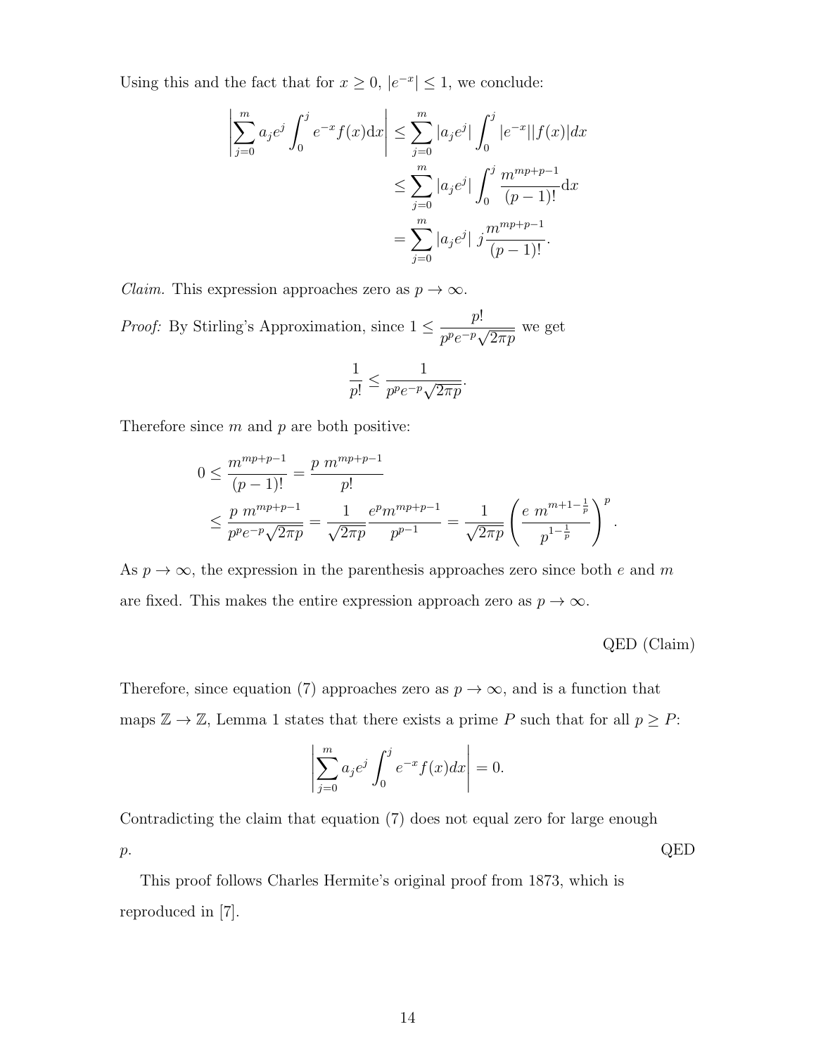Using this and the fact that for $x \geq 0$, $|e^{-x}| \leq 1$, we conclude:

$$
\begin{aligned}
\left| \sum_{j=0}^{m} a_j e^j \int_0^j e^{-x} f(x) \mathrm{d}x \right| &\leq \sum_{j=0}^{m} |a_j e^j| \int_0^j |e^{-x}||f(x)| dx \\
&\leq \sum_{j=0}^{m} |a_j e^j| \int_0^j \frac{m^{mp+p-1}}{(p-1)!} \mathrm{d}x \\
&= \sum_{j=0}^{m} |a_j e^j| \; j \frac{m^{mp+p-1}}{(p-1)!}.
\end{aligned}
$$

*Claim.* This expression approaches zero as $p \to \infty$.

*Proof:* By Stirling's Approximation, since $1 \leq \dfrac{p!}{p^p e^{-p}\sqrt{2\pi p}}$ we get

$$
\frac{1}{p!} \leq \frac{1}{p^p e^{-p}\sqrt{2\pi p}}.
$$

Therefore since $m$ and $p$ are both positive:

$$
\begin{aligned}
0 \leq \frac{m^{mp+p-1}}{(p-1)!} &= \frac{p\ m^{mp+p-1}}{p!} \\
&\leq \frac{p\ m^{mp+p-1}}{p^p e^{-p}\sqrt{2\pi p}} = \frac{1}{\sqrt{2\pi p}} \frac{e^p m^{mp+p-1}}{p^{p-1}} = \frac{1}{\sqrt{2\pi p}} \left( \frac{e\ m^{m+1-\frac{1}{p}}}{p^{1-\frac{1}{p}}} \right)^p.
\end{aligned}
$$

As $p \to \infty$, the expression in the parenthesis approaches zero since both $e$ and $m$ are fixed. This makes the entire expression approach zero as $p \to \infty$.

QED (Claim)

Therefore, since equation (7) approaches zero as $p \to \infty$, and is a function that maps $\mathbb{Z} \to \mathbb{Z}$, Lemma 1 states that there exists a prime $P$ such that for all $p \geq P$:

$$
\left| \sum_{j=0}^{m} a_j e^j \int_0^j e^{-x} f(x) dx \right| = 0.
$$

Contradicting the claim that equation (7) does not equal zero for large enough $p$.

QED

This proof follows Charles Hermite's original proof from 1873, which is reproduced in [7].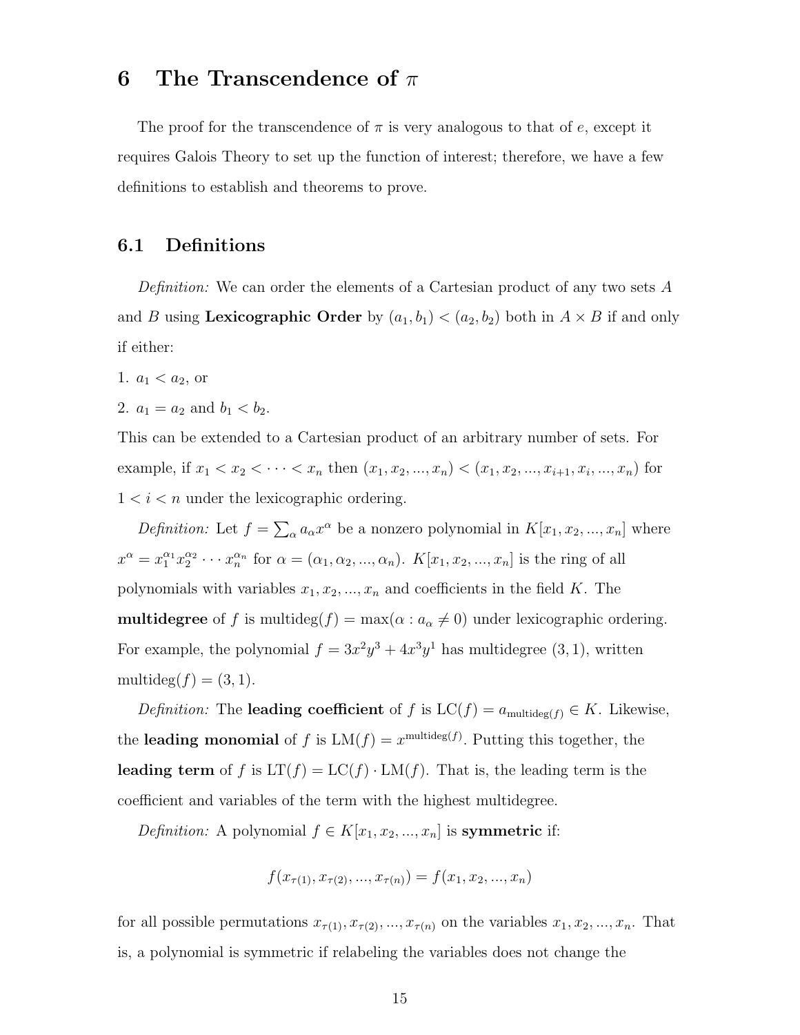# 6 The Transcendence of $\pi$

The proof for the transcendence of $\pi$ is very analogous to that of $e$, except it requires Galois Theory to set up the function of interest; therefore, we have a few definitions to establish and theorems to prove.

## 6.1 Definitions

*Definition:* We can order the elements of a Cartesian product of any two sets $A$ and $B$ using **Lexicographic Order** by $(a_1, b_1) < (a_2, b_2)$ both in $A \times B$ if and only if either:

1. $a_1 < a_2$, or
2. $a_1 = a_2$ and $b_1 < b_2$.

This can be extended to a Cartesian product of an arbitrary number of sets. For example, if $x_1 < x_2 < \cdots < x_n$ then $(x_1, x_2, ..., x_n) < (x_1, x_2, ..., x_{i+1}, x_i, ..., x_n)$ for $1 < i < n$ under the lexicographic ordering.

*Definition:* Let $f = \sum_\alpha a_\alpha x^\alpha$ be a nonzero polynomial in $K[x_1, x_2, ..., x_n]$ where $x^\alpha = x_1^{\alpha_1} x_2^{\alpha_2} \cdots x_n^{\alpha_n}$ for $\alpha = (\alpha_1, \alpha_2, ..., \alpha_n)$. $K[x_1, x_2, ..., x_n]$ is the ring of all polynomials with variables $x_1, x_2, ..., x_n$ and coefficients in the field $K$. The **multidegree** of $f$ is $\text{multideg}(f) = \max(\alpha : a_\alpha \neq 0)$ under lexicographic ordering. For example, the polynomial $f = 3x^2y^3 + 4x^3y^1$ has multidegree $(3, 1)$, written $\text{multideg}(f) = (3, 1)$.

*Definition:* The **leading coefficient** of $f$ is $\text{LC}(f) = a_{\text{multideg}(f)} \in K$. Likewise, the **leading monomial** of $f$ is $\text{LM}(f) = x^{\text{multideg}(f)}$. Putting this together, the **leading term** of $f$ is $\text{LT}(f) = \text{LC}(f) \cdot \text{LM}(f)$. That is, the leading term is the coefficient and variables of the term with the highest multidegree.

*Definition:* A polynomial $f \in K[x_1, x_2, ..., x_n]$ is **symmetric** if:

$$f(x_{\tau(1)}, x_{\tau(2)}, ..., x_{\tau(n)}) = f(x_1, x_2, ..., x_n)$$

for all possible permutations $x_{\tau(1)}, x_{\tau(2)}, ..., x_{\tau(n)}$ on the variables $x_1, x_2, ..., x_n$. That is, a polynomial is symmetric if relabeling the variables does not change the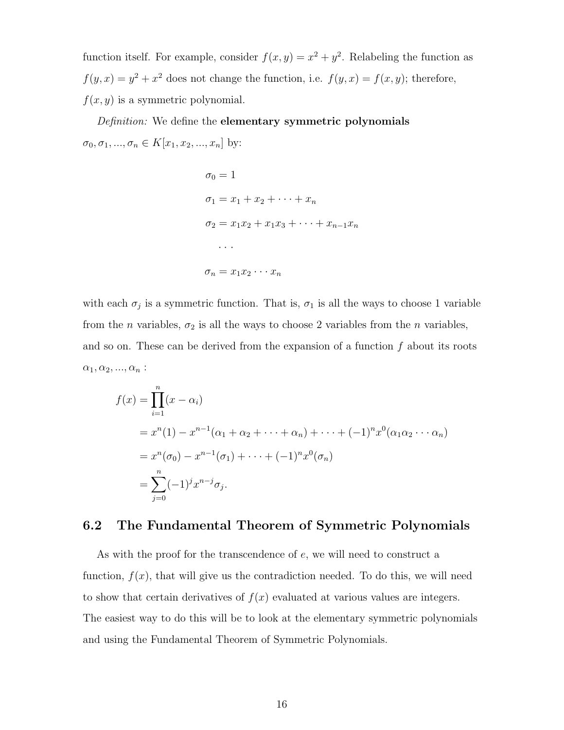function itself. For example, consider $f(x, y) = x^2 + y^2$. Relabeling the function as $f(y, x) = y^2 + x^2$ does not change the function, i.e. $f(y, x) = f(x, y)$; therefore, $f(x, y)$ is a symmetric polynomial.

*Definition:* We define the **elementary symmetric polynomials** $\sigma_0, \sigma_1, ..., \sigma_n \in K[x_1, x_2, ..., x_n]$ by:

$$
\begin{aligned}
\sigma_0 &= 1 \\
\sigma_1 &= x_1 + x_2 + \cdots + x_n \\
\sigma_2 &= x_1x_2 + x_1x_3 + \cdots + x_{n-1}x_n \\
&\cdots \\
\sigma_n &= x_1x_2 \cdots x_n
\end{aligned}
$$

with each $\sigma_j$ is a symmetric function. That is, $\sigma_1$ is all the ways to choose 1 variable from the $n$ variables, $\sigma_2$ is all the ways to choose 2 variables from the $n$ variables, and so on. These can be derived from the expansion of a function $f$ about its roots $\alpha_1, \alpha_2, ..., \alpha_n$ :

$$
\begin{aligned}
f(x) &= \prod_{i=1}^{n}(x - \alpha_i) \\
&= x^n(1) - x^{n-1}(\alpha_1 + \alpha_2 + \cdots + \alpha_n) + \cdots + (-1)^n x^0(\alpha_1\alpha_2 \cdots \alpha_n) \\
&= x^n(\sigma_0) - x^{n-1}(\sigma_1) + \cdots + (-1)^n x^0(\sigma_n) \\
&= \sum_{j=0}^{n}(-1)^j x^{n-j}\sigma_j.
\end{aligned}
$$

## 6.2 The Fundamental Theorem of Symmetric Polynomials

As with the proof for the transcendence of $e$, we will need to construct a function, $f(x)$, that will give us the contradiction needed. To do this, we will need to show that certain derivatives of $f(x)$ evaluated at various values are integers. The easiest way to do this will be to look at the elementary symmetric polynomials and using the Fundamental Theorem of Symmetric Polynomials.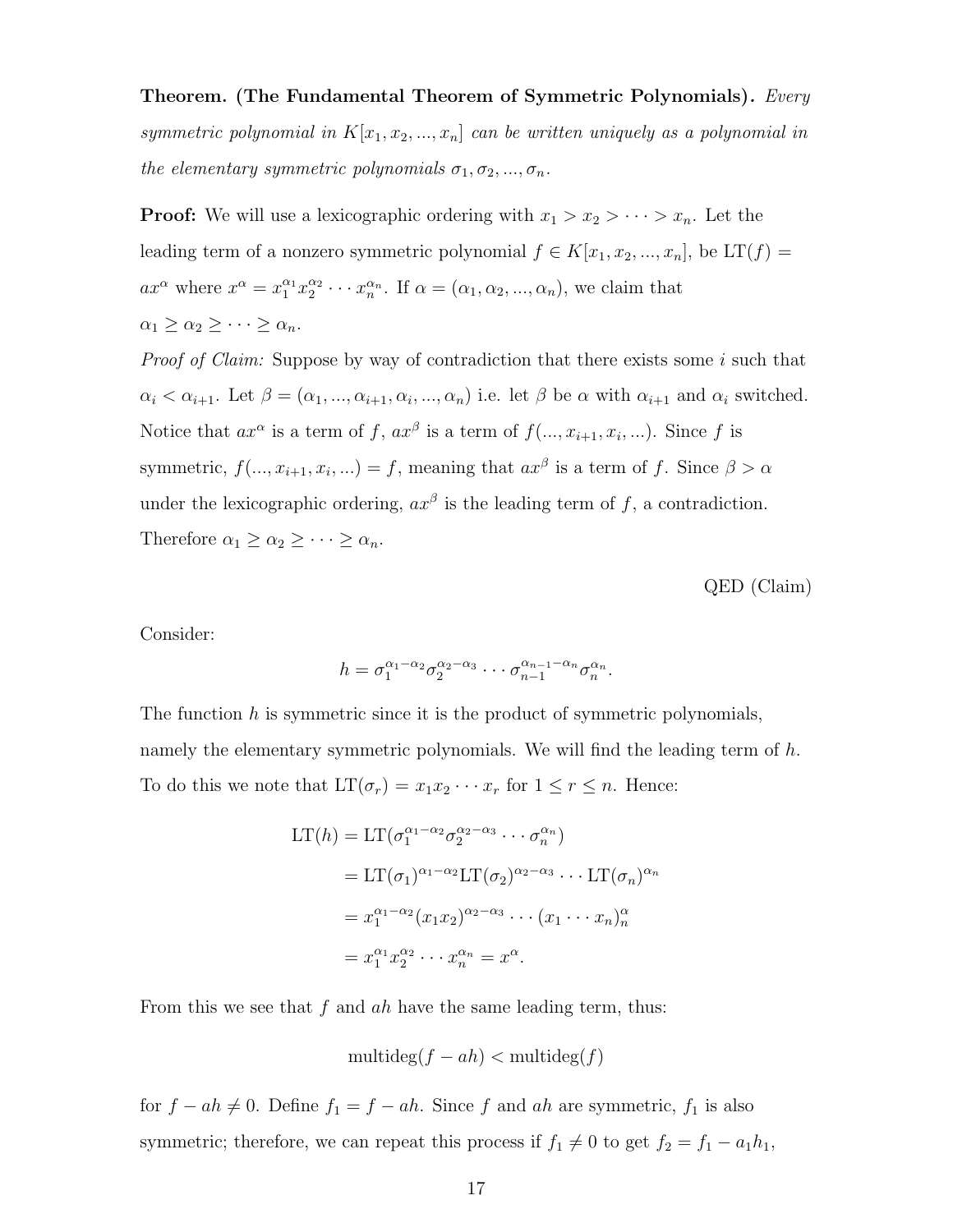**Theorem. (The Fundamental Theorem of Symmetric Polynomials).** *Every symmetric polynomial in $K[x_1, x_2, ..., x_n]$ can be written uniquely as a polynomial in the elementary symmetric polynomials $\sigma_1, \sigma_2, ..., \sigma_n$.*

**Proof:** We will use a lexicographic ordering with $x_1 > x_2 > \cdots > x_n$. Let the leading term of a nonzero symmetric polynomial $f \in K[x_1, x_2, ..., x_n]$, be $\text{LT}(f) = ax^\alpha$ where $x^\alpha = x_1^{\alpha_1} x_2^{\alpha_2} \cdots x_n^{\alpha_n}$. If $\alpha = (\alpha_1, \alpha_2, ..., \alpha_n)$, we claim that $\alpha_1 \geq \alpha_2 \geq \cdots \geq \alpha_n$.

*Proof of Claim:* Suppose by way of contradiction that there exists some $i$ such that $\alpha_i < \alpha_{i+1}$. Let $\beta = (\alpha_1, ..., \alpha_{i+1}, \alpha_i, ..., \alpha_n)$ i.e. let $\beta$ be $\alpha$ with $\alpha_{i+1}$ and $\alpha_i$ switched. Notice that $ax^\alpha$ is a term of $f$, $ax^\beta$ is a term of $f(..., x_{i+1}, x_i, ...)$. Since $f$ is symmetric, $f(..., x_{i+1}, x_i, ...) = f$, meaning that $ax^\beta$ is a term of $f$. Since $\beta > \alpha$ under the lexicographic ordering, $ax^\beta$ is the leading term of $f$, a contradiction. Therefore $\alpha_1 \geq \alpha_2 \geq \cdots \geq \alpha_n$.

QED (Claim)

Consider:

$$h = \sigma_1^{\alpha_1 - \alpha_2} \sigma_2^{\alpha_2 - \alpha_3} \cdots \sigma_{n-1}^{\alpha_{n-1} - \alpha_n} \sigma_n^{\alpha_n}.$$

The function $h$ is symmetric since it is the product of symmetric polynomials, namely the elementary symmetric polynomials. We will find the leading term of $h$. To do this we note that $\text{LT}(\sigma_r) = x_1 x_2 \cdots x_r$ for $1 \leq r \leq n$. Hence:

$$\begin{aligned}
\text{LT}(h) &= \text{LT}(\sigma_1^{\alpha_1 - \alpha_2} \sigma_2^{\alpha_2 - \alpha_3} \cdots \sigma_n^{\alpha_n}) \\
&= \text{LT}(\sigma_1)^{\alpha_1 - \alpha_2} \text{LT}(\sigma_2)^{\alpha_2 - \alpha_3} \cdots \text{LT}(\sigma_n)^{\alpha_n} \\
&= x_1^{\alpha_1 - \alpha_2} (x_1 x_2)^{\alpha_2 - \alpha_3} \cdots (x_1 \cdots x_n)_n^\alpha \\
&= x_1^{\alpha_1} x_2^{\alpha_2} \cdots x_n^{\alpha_n} = x^\alpha.
\end{aligned}$$

From this we see that $f$ and $ah$ have the same leading term, thus:

$$\text{multideg}(f - ah) < \text{multideg}(f)$$

for $f - ah \neq 0$. Define $f_1 = f - ah$. Since $f$ and $ah$ are symmetric, $f_1$ is also symmetric; therefore, we can repeat this process if $f_1 \neq 0$ to get $f_2 = f_1 - a_1 h_1$,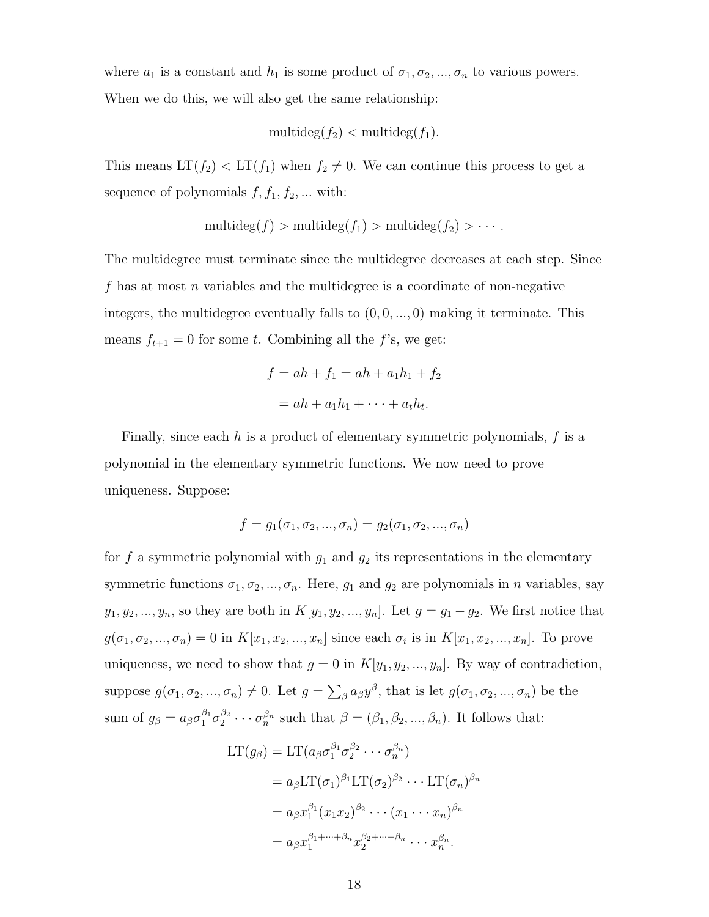where $a_1$ is a constant and $h_1$ is some product of $\sigma_1, \sigma_2, ..., \sigma_n$ to various powers. When we do this, we will also get the same relationship:

$$\text{multideg}(f_2) < \text{multideg}(f_1).$$

This means $\text{LT}(f_2) < \text{LT}(f_1)$ when $f_2 \neq 0$. We can continue this process to get a sequence of polynomials $f, f_1, f_2, ...$ with:

$$\text{multideg}(f) > \text{multideg}(f_1) > \text{multideg}(f_2) > \cdots.$$

The multidegree must terminate since the multidegree decreases at each step. Since $f$ has at most $n$ variables and the multidegree is a coordinate of non-negative integers, the multidegree eventually falls to $(0, 0, ..., 0)$ making it terminate. This means $f_{t+1} = 0$ for some $t$. Combining all the $f$'s, we get:

$$f = ah + f_1 = ah + a_1h_1 + f_2$$
$$= ah + a_1h_1 + \cdots + a_th_t.$$

Finally, since each $h$ is a product of elementary symmetric polynomials, $f$ is a polynomial in the elementary symmetric functions. We now need to prove uniqueness. Suppose:

$$f = g_1(\sigma_1, \sigma_2, ..., \sigma_n) = g_2(\sigma_1, \sigma_2, ..., \sigma_n)$$

for $f$ a symmetric polynomial with $g_1$ and $g_2$ its representations in the elementary symmetric functions $\sigma_1, \sigma_2, ..., \sigma_n$. Here, $g_1$ and $g_2$ are polynomials in $n$ variables, say $y_1, y_2, ..., y_n$, so they are both in $K[y_1, y_2, ..., y_n]$. Let $g = g_1 - g_2$. We first notice that $g(\sigma_1, \sigma_2, ..., \sigma_n) = 0$ in $K[x_1, x_2, ..., x_n]$ since each $\sigma_i$ is in $K[x_1, x_2, ..., x_n]$. To prove uniqueness, we need to show that $g = 0$ in $K[y_1, y_2, ..., y_n]$. By way of contradiction, suppose $g(\sigma_1, \sigma_2, ..., \sigma_n) \neq 0$. Let $g = \sum_\beta a_\beta y^\beta$, that is let $g(\sigma_1, \sigma_2, ..., \sigma_n)$ be the sum of $g_\beta = a_\beta \sigma_1^{\beta_1} \sigma_2^{\beta_2} \cdots \sigma_n^{\beta_n}$ such that $\beta = (\beta_1, \beta_2, ..., \beta_n)$. It follows that:

$$\begin{aligned}
\text{LT}(g_\beta) &= \text{LT}(a_\beta \sigma_1^{\beta_1} \sigma_2^{\beta_2} \cdots \sigma_n^{\beta_n}) \\
&= a_\beta \text{LT}(\sigma_1)^{\beta_1} \text{LT}(\sigma_2)^{\beta_2} \cdots \text{LT}(\sigma_n)^{\beta_n} \\
&= a_\beta x_1^{\beta_1} (x_1x_2)^{\beta_2} \cdots (x_1 \cdots x_n)^{\beta_n} \\
&= a_\beta x_1^{\beta_1 + \cdots + \beta_n} x_2^{\beta_2 + \cdots + \beta_n} \cdots x_n^{\beta_n}.
\end{aligned}$$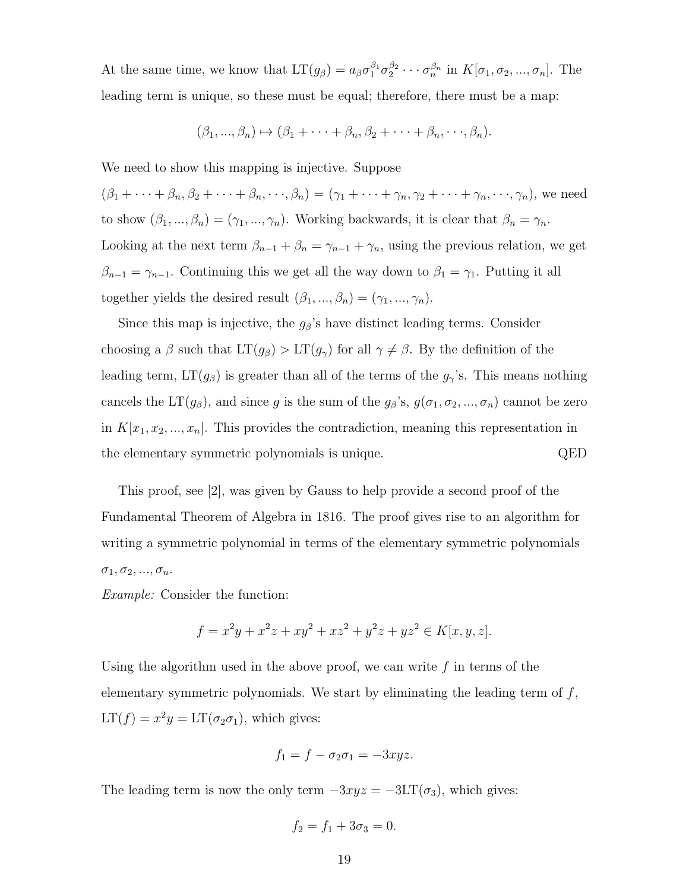At the same time, we know that $\mathrm{LT}(g_\beta) = a_\beta \sigma_1^{\beta_1} \sigma_2^{\beta_2} \cdots \sigma_n^{\beta_n}$ in $K[\sigma_1, \sigma_2, ..., \sigma_n]$. The leading term is unique, so these must be equal; therefore, there must be a map:

$$(\beta_1, ..., \beta_n) \mapsto (\beta_1 + \cdots + \beta_n, \beta_2 + \cdots + \beta_n, \cdots, \beta_n).$$

We need to show this mapping is injective. Suppose $(\beta_1 + \cdots + \beta_n, \beta_2 + \cdots + \beta_n, \cdots, \beta_n) = (\gamma_1 + \cdots + \gamma_n, \gamma_2 + \cdots + \gamma_n, \cdots, \gamma_n)$, we need to show $(\beta_1, ..., \beta_n) = (\gamma_1, ..., \gamma_n)$. Working backwards, it is clear that $\beta_n = \gamma_n$. Looking at the next term $\beta_{n-1} + \beta_n = \gamma_{n-1} + \gamma_n$, using the previous relation, we get $\beta_{n-1} = \gamma_{n-1}$. Continuing this we get all the way down to $\beta_1 = \gamma_1$. Putting it all together yields the desired result $(\beta_1, ..., \beta_n) = (\gamma_1, ..., \gamma_n)$.

Since this map is injective, the $g_\beta$'s have distinct leading terms. Consider choosing a $\beta$ such that $\mathrm{LT}(g_\beta) > \mathrm{LT}(g_\gamma)$ for all $\gamma \neq \beta$. By the definition of the leading term, $\mathrm{LT}(g_\beta)$ is greater than all of the terms of the $g_\gamma$'s. This means nothing cancels the $\mathrm{LT}(g_\beta)$, and since $g$ is the sum of the $g_\beta$'s, $g(\sigma_1, \sigma_2, ..., \sigma_n)$ cannot be zero in $K[x_1, x_2, ..., x_n]$. This provides the contradiction, meaning this representation in the elementary symmetric polynomials is unique. QED

This proof, see [2], was given by Gauss to help provide a second proof of the Fundamental Theorem of Algebra in 1816. The proof gives rise to an algorithm for writing a symmetric polynomial in terms of the elementary symmetric polynomials $\sigma_1, \sigma_2, ..., \sigma_n$.

*Example:* Consider the function:

$$f = x^2y + x^2z + xy^2 + xz^2 + y^2z + yz^2 \in K[x, y, z].$$

Using the algorithm used in the above proof, we can write $f$ in terms of the elementary symmetric polynomials. We start by eliminating the leading term of $f$, $\mathrm{LT}(f) = x^2y = \mathrm{LT}(\sigma_2\sigma_1)$, which gives:

$$f_1 = f - \sigma_2\sigma_1 = -3xyz.$$

The leading term is now the only term $-3xyz = -3\mathrm{LT}(\sigma_3)$, which gives:

$$f_2 = f_1 + 3\sigma_3 = 0.$$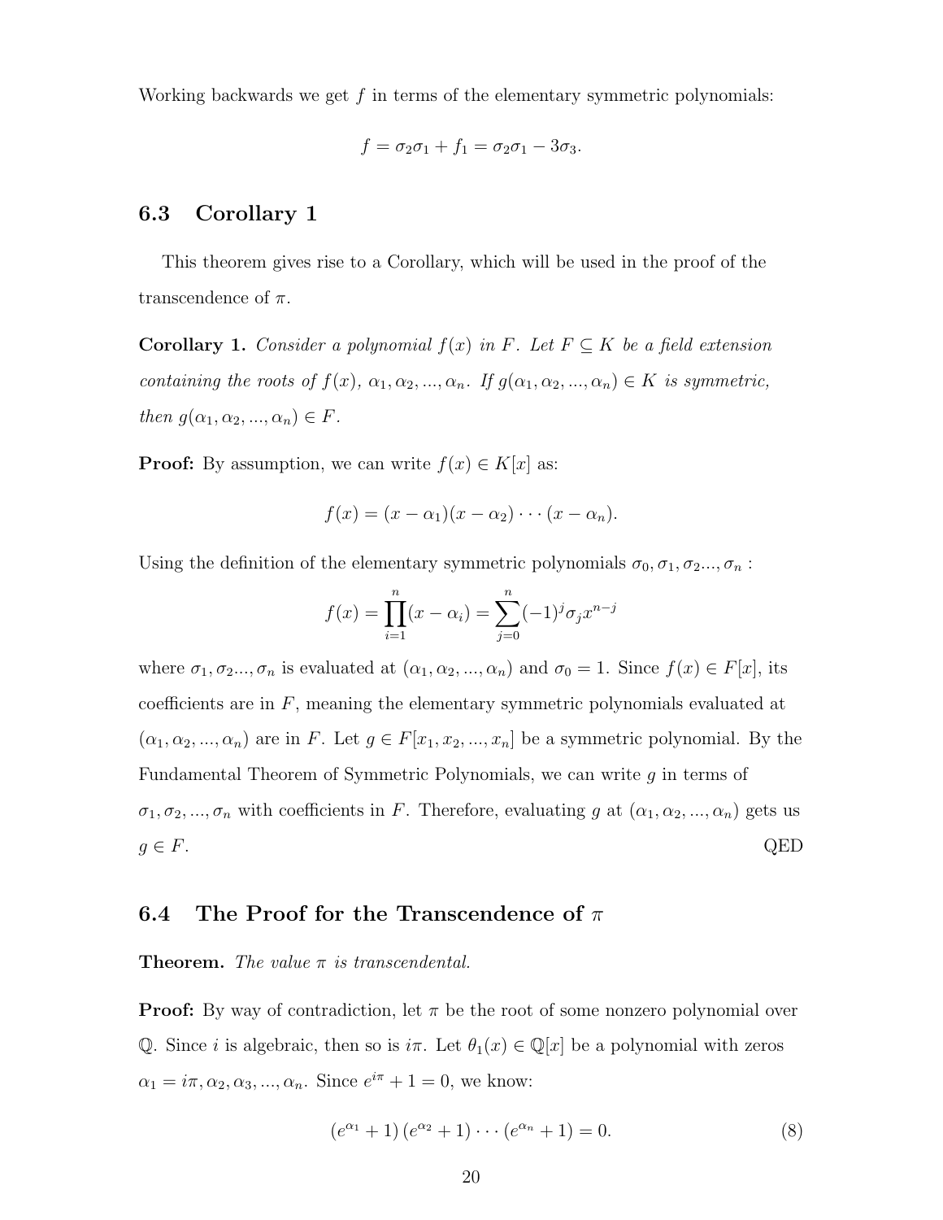Working backwards we get $f$ in terms of the elementary symmetric polynomials:

$$f = \sigma_2\sigma_1 + f_1 = \sigma_2\sigma_1 - 3\sigma_3.$$

### 6.3 Corollary 1

This theorem gives rise to a Corollary, which will be used in the proof of the transcendence of $\pi$.

**Corollary 1.** *Consider a polynomial $f(x)$ in $F$. Let $F \subseteq K$ be a field extension containing the roots of $f(x)$, $\alpha_1, \alpha_2, ..., \alpha_n$. If $g(\alpha_1, \alpha_2, ..., \alpha_n) \in K$ is symmetric, then $g(\alpha_1, \alpha_2, ..., \alpha_n) \in F$.*

**Proof:** By assumption, we can write $f(x) \in K[x]$ as:

$$f(x) = (x - \alpha_1)(x - \alpha_2) \cdots (x - \alpha_n).$$

Using the definition of the elementary symmetric polynomials $\sigma_0, \sigma_1, \sigma_2..., \sigma_n$ :

$$f(x) = \prod_{i=1}^{n}(x - \alpha_i) = \sum_{j=0}^{n}(-1)^j \sigma_j x^{n-j}$$

where $\sigma_1, \sigma_2..., \sigma_n$ is evaluated at $(\alpha_1, \alpha_2, ..., \alpha_n)$ and $\sigma_0 = 1$. Since $f(x) \in F[x]$, its coefficients are in $F$, meaning the elementary symmetric polynomials evaluated at $(\alpha_1, \alpha_2, ..., \alpha_n)$ are in $F$. Let $g \in F[x_1, x_2, ..., x_n]$ be a symmetric polynomial. By the Fundamental Theorem of Symmetric Polynomials, we can write $g$ in terms of $\sigma_1, \sigma_2, ..., \sigma_n$ with coefficients in $F$. Therefore, evaluating $g$ at $(\alpha_1, \alpha_2, ..., \alpha_n)$ gets us $g \in F$. QED

### 6.4 The Proof for the Transcendence of $\pi$

**Theorem.** *The value $\pi$ is transcendental.*

**Proof:** By way of contradiction, let $\pi$ be the root of some nonzero polynomial over $\mathbb{Q}$. Since $i$ is algebraic, then so is $i\pi$. Let $\theta_1(x) \in \mathbb{Q}[x]$ be a polynomial with zeros $\alpha_1 = i\pi, \alpha_2, \alpha_3, ..., \alpha_n$. Since $e^{i\pi} + 1 = 0$, we know:

$$\left(e^{\alpha_1} + 1\right)\left(e^{\alpha_2} + 1\right) \cdots \left(e^{\alpha_n} + 1\right) = 0. \tag{8}$$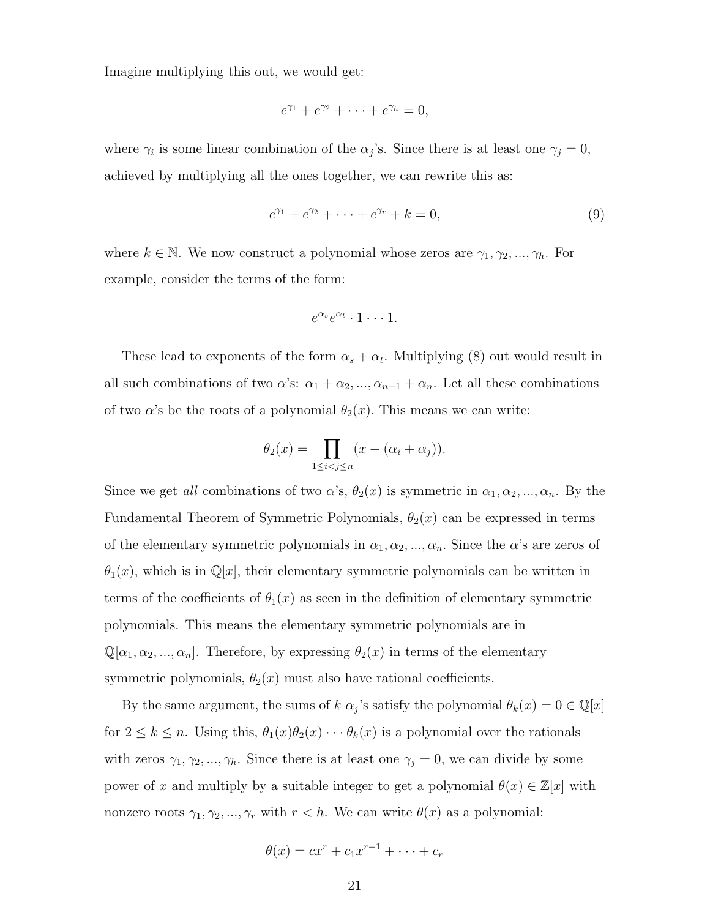Imagine multiplying this out, we would get:

$$e^{\gamma_1} + e^{\gamma_2} + \cdots + e^{\gamma_h} = 0,$$

where $\gamma_i$ is some linear combination of the $\alpha_j$'s. Since there is at least one $\gamma_j = 0$, achieved by multiplying all the ones together, we can rewrite this as:

$$e^{\gamma_1} + e^{\gamma_2} + \cdots + e^{\gamma_r} + k = 0, \tag{9}$$

where $k \in \mathbb{N}$. We now construct a polynomial whose zeros are $\gamma_1, \gamma_2, ..., \gamma_h$. For example, consider the terms of the form:

$$e^{\alpha_s} e^{\alpha_t} \cdot 1 \cdots 1.$$

These lead to exponents of the form $\alpha_s + \alpha_t$. Multiplying (8) out would result in all such combinations of two $\alpha$'s: $\alpha_1 + \alpha_2, ..., \alpha_{n-1} + \alpha_n$. Let all these combinations of two $\alpha$'s be the roots of a polynomial $\theta_2(x)$. This means we can write:

$$\theta_2(x) = \prod_{1 \leq i < j \leq n} (x - (\alpha_i + \alpha_j)).$$

Since we get *all* combinations of two $\alpha$'s, $\theta_2(x)$ is symmetric in $\alpha_1, \alpha_2, ..., \alpha_n$. By the Fundamental Theorem of Symmetric Polynomials, $\theta_2(x)$ can be expressed in terms of the elementary symmetric polynomials in $\alpha_1, \alpha_2, ..., \alpha_n$. Since the $\alpha$'s are zeros of $\theta_1(x)$, which is in $\mathbb{Q}[x]$, their elementary symmetric polynomials can be written in terms of the coefficients of $\theta_1(x)$ as seen in the definition of elementary symmetric polynomials. This means the elementary symmetric polynomials are in $\mathbb{Q}[\alpha_1, \alpha_2, ..., \alpha_n]$. Therefore, by expressing $\theta_2(x)$ in terms of the elementary symmetric polynomials, $\theta_2(x)$ must also have rational coefficients.

By the same argument, the sums of $k$ $\alpha_j$'s satisfy the polynomial $\theta_k(x) = 0 \in \mathbb{Q}[x]$ for $2 \leq k \leq n$. Using this, $\theta_1(x)\theta_2(x) \cdots \theta_k(x)$ is a polynomial over the rationals with zeros $\gamma_1, \gamma_2, ..., \gamma_h$. Since there is at least one $\gamma_j = 0$, we can divide by some power of $x$ and multiply by a suitable integer to get a polynomial $\theta(x) \in \mathbb{Z}[x]$ with nonzero roots $\gamma_1, \gamma_2, ..., \gamma_r$ with $r < h$. We can write $\theta(x)$ as a polynomial:

$$\theta(x) = cx^r + c_1 x^{r-1} + \cdots + c_r$$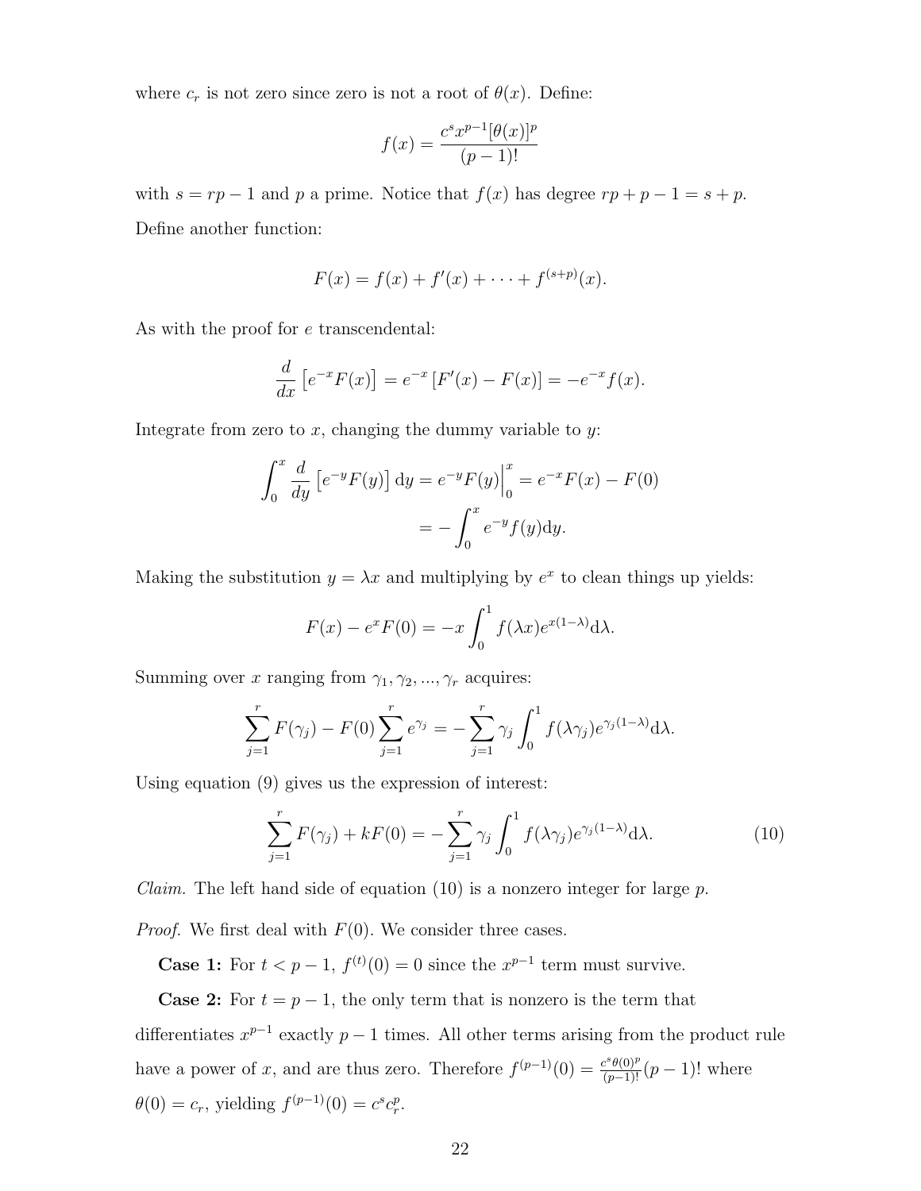where $c_r$ is not zero since zero is not a root of $\theta(x)$. Define:

$$f(x) = \frac{c^s x^{p-1}[\theta(x)]^p}{(p-1)!}$$

with $s = rp - 1$ and $p$ a prime. Notice that $f(x)$ has degree $rp + p - 1 = s + p$.

Define another function:

$$F(x) = f(x) + f'(x) + \cdots + f^{(s+p)}(x).$$

As with the proof for $e$ transcendental:

$$\frac{d}{dx}\left[e^{-x}F(x)\right] = e^{-x}\left[F'(x) - F(x)\right] = -e^{-x}f(x).$$

Integrate from zero to $x$, changing the dummy variable to $y$:

$$\begin{aligned}\int_0^x \frac{d}{dy}\left[e^{-y}F(y)\right] \mathrm{d}y = e^{-y}F(y)\Big|_0^x &= e^{-x}F(x) - F(0) \\ &= -\int_0^x e^{-y}f(y)\mathrm{d}y.\end{aligned}$$

Making the substitution $y = \lambda x$ and multiplying by $e^x$ to clean things up yields:

$$F(x) - e^x F(0) = -x\int_0^1 f(\lambda x)e^{x(1-\lambda)}\mathrm{d}\lambda.$$

Summing over $x$ ranging from $\gamma_1, \gamma_2, ..., \gamma_r$ acquires:

$$\sum_{j=1}^{r} F(\gamma_j) - F(0)\sum_{j=1}^{r} e^{\gamma_j} = -\sum_{j=1}^{r} \gamma_j \int_0^1 f(\lambda\gamma_j)e^{\gamma_j(1-\lambda)}\mathrm{d}\lambda.$$

Using equation (9) gives us the expression of interest:

$$\sum_{j=1}^{r} F(\gamma_j) + kF(0) = -\sum_{j=1}^{r} \gamma_j \int_0^1 f(\lambda\gamma_j)e^{\gamma_j(1-\lambda)}\mathrm{d}\lambda. \tag{10}$$

*Claim.* The left hand side of equation (10) is a nonzero integer for large $p$.

*Proof.* We first deal with $F(0)$. We consider three cases.

**Case 1:** For $t < p - 1$, $f^{(t)}(0) = 0$ since the $x^{p-1}$ term must survive.

**Case 2:** For $t = p - 1$, the only term that is nonzero is the term that differentiates $x^{p-1}$ exactly $p - 1$ times. All other terms arising from the product rule have a power of $x$, and are thus zero. Therefore $f^{(p-1)}(0) = \frac{c^s\theta(0)^p}{(p-1)!}(p-1)!$ where $\theta(0) = c_r$, yielding $f^{(p-1)}(0) = c^s c_r^p$.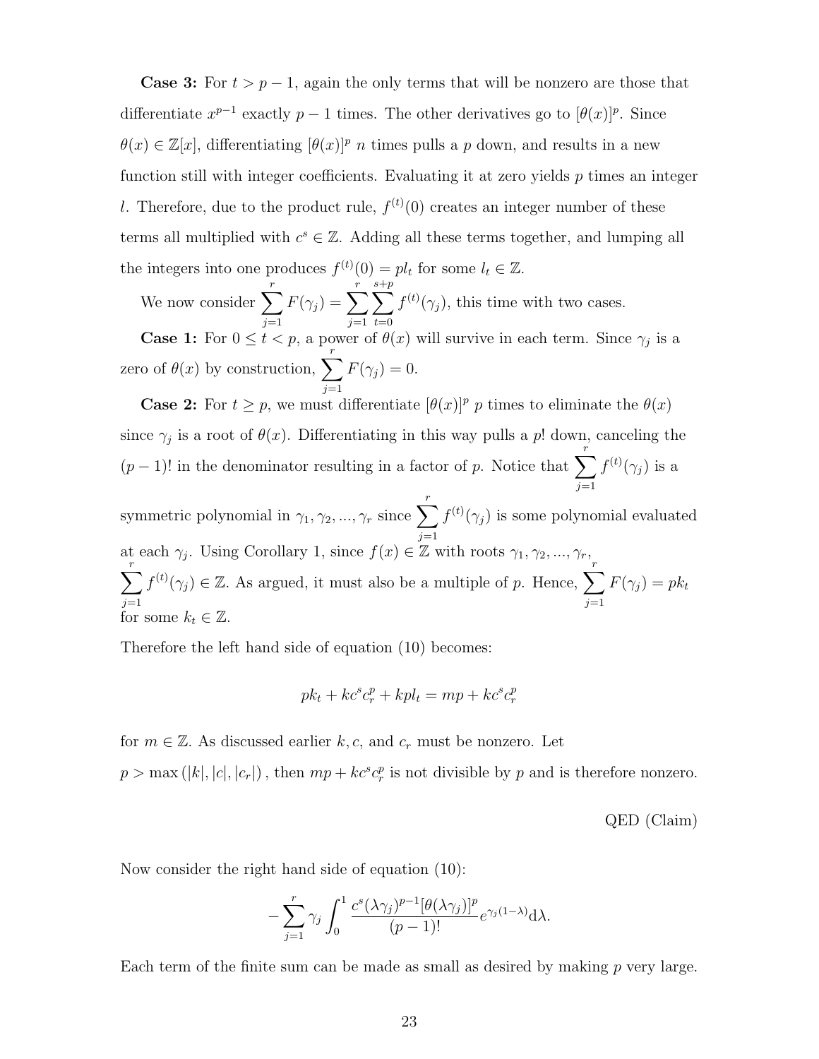**Case 3:** For $t > p - 1$, again the only terms that will be nonzero are those that differentiate $x^{p-1}$ exactly $p - 1$ times. The other derivatives go to $[\theta(x)]^p$. Since $\theta(x) \in \mathbb{Z}[x]$, differentiating $[\theta(x)]^p$ $n$ times pulls a $p$ down, and results in a new function still with integer coefficients. Evaluating it at zero yields $p$ times an integer $l$. Therefore, due to the product rule, $f^{(t)}(0)$ creates an integer number of these terms all multiplied with $c^s \in \mathbb{Z}$. Adding all these terms together, and lumping all the integers into one produces $f^{(t)}(0) = pl_t$ for some $l_t \in \mathbb{Z}$.

We now consider $\sum_{j=1}^{r} F(\gamma_j) = \sum_{j=1}^{r} \sum_{t=0}^{s+p} f^{(t)}(\gamma_j)$, this time with two cases.

**Case 1:** For $0 \leq t < p$, a power of $\theta(x)$ will survive in each term. Since $\gamma_j$ is a zero of $\theta(x)$ by construction, $\sum_{j=1}^{r} F(\gamma_j) = 0$.

**Case 2:** For $t \geq p$, we must differentiate $[\theta(x)]^p$ $p$ times to eliminate the $\theta(x)$ since $\gamma_j$ is a root of $\theta(x)$. Differentiating in this way pulls a $p!$ down, canceling the $(p-1)!$ in the denominator resulting in a factor of $p$. Notice that $\sum_{j=1}^{r} f^{(t)}(\gamma_j)$ is a symmetric polynomial in $\gamma_1, \gamma_2, ..., \gamma_r$ since $\sum_{j=1}^{r} f^{(t)}(\gamma_j)$ is some polynomial evaluated at each $\gamma_j$. Using Corollary 1, since $f(x) \in \mathbb{Z}$ with roots $\gamma_1, \gamma_2, ..., \gamma_r$, $\sum_{j=1}^{r} f^{(t)}(\gamma_j) \in \mathbb{Z}$. As argued, it must also be a multiple of $p$. Hence, $\sum_{j=1}^{r} F(\gamma_j) = pk_t$ for some $k_t \in \mathbb{Z}$.

Therefore the left hand side of equation (10) becomes:

$$pk_t + kc^s c_r^p + kpl_t = mp + kc^s c_r^p$$

for $m \in \mathbb{Z}$. As discussed earlier $k, c$, and $c_r$ must be nonzero. Let $p > \max(|k|, |c|, |c_r|)$, then $mp + kc^s c_r^p$ is not divisible by $p$ and is therefore nonzero.

QED (Claim)

Now consider the right hand side of equation (10):

$$-\sum_{j=1}^{r} \gamma_j \int_0^1 \frac{c^s (\lambda\gamma_j)^{p-1} [\theta(\lambda\gamma_j)]^p}{(p-1)!} e^{\gamma_j(1-\lambda)} \mathrm{d}\lambda.$$

Each term of the finite sum can be made as small as desired by making $p$ very large.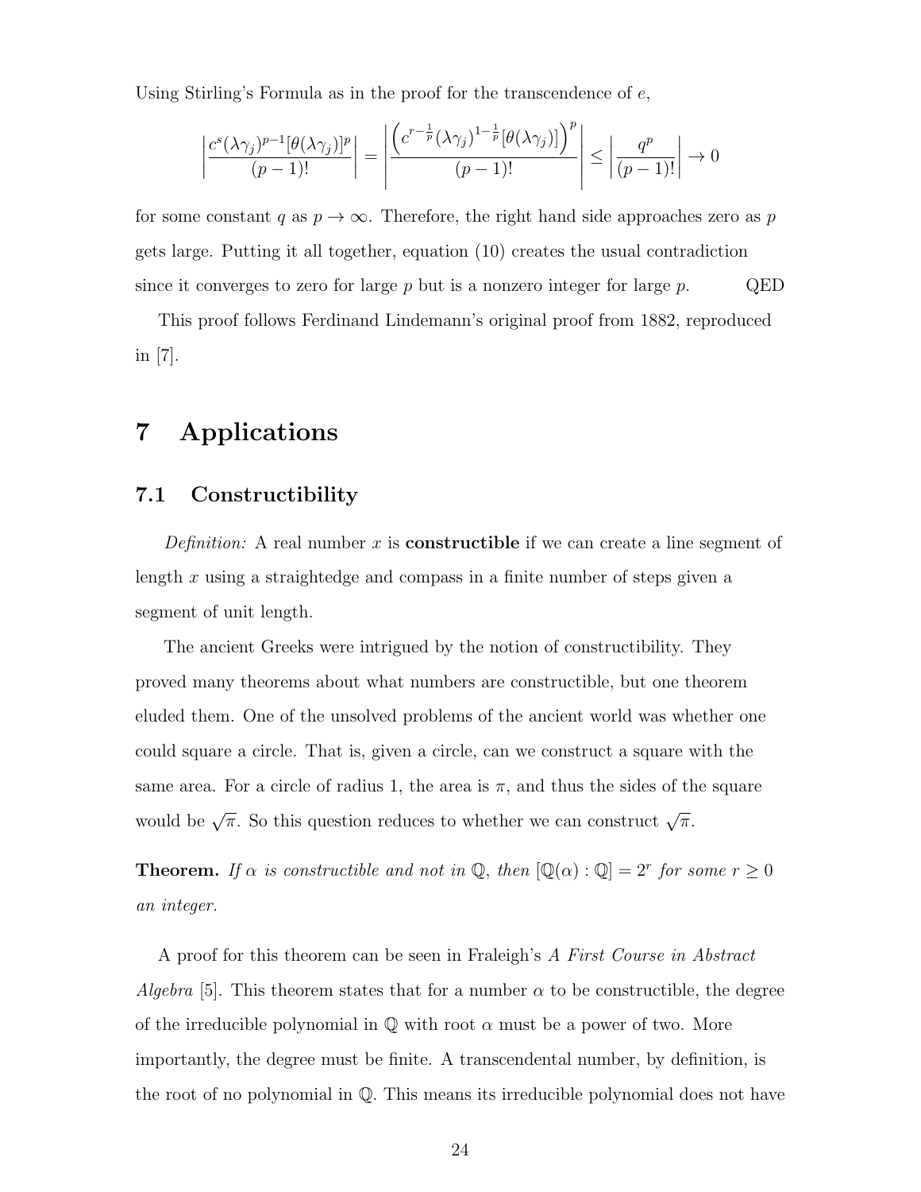Using Stirling's Formula as in the proof for the transcendence of $e$,

$$\left|\frac{c^s(\lambda\gamma_j)^{p-1}[\theta(\lambda\gamma_j)]^p}{(p-1)!}\right| = \left|\frac{\left(c^{r-\frac{1}{p}}(\lambda\gamma_j)^{1-\frac{1}{p}}[\theta(\lambda\gamma_j)]\right)^p}{(p-1)!}\right| \leq \left|\frac{q^p}{(p-1)!}\right| \to 0$$

for some constant $q$ as $p \to \infty$. Therefore, the right hand side approaches zero as $p$ gets large. Putting it all together, equation (10) creates the usual contradiction since it converges to zero for large $p$ but is a nonzero integer for large $p$. QED

This proof follows Ferdinand Lindemann's original proof from 1882, reproduced in [7].

# 7 Applications

## 7.1 Constructibility

*Definition:* A real number $x$ is **constructible** if we can create a line segment of length $x$ using a straightedge and compass in a finite number of steps given a segment of unit length.

The ancient Greeks were intrigued by the notion of constructibility. They proved many theorems about what numbers are constructible, but one theorem eluded them. One of the unsolved problems of the ancient world was whether one could square a circle. That is, given a circle, can we construct a square with the same area. For a circle of radius 1, the area is $\pi$, and thus the sides of the square would be $\sqrt{\pi}$. So this question reduces to whether we can construct $\sqrt{\pi}$.

**Theorem.** *If $\alpha$ is constructible and not in $\mathbb{Q}$, then $[\mathbb{Q}(\alpha) : \mathbb{Q}] = 2^r$ for some $r \geq 0$ an integer.*

A proof for this theorem can be seen in Fraleigh's *A First Course in Abstract Algebra* [5]. This theorem states that for a number $\alpha$ to be constructible, the degree of the irreducible polynomial in $\mathbb{Q}$ with root $\alpha$ must be a power of two. More importantly, the degree must be finite. A transcendental number, by definition, is the root of no polynomial in $\mathbb{Q}$. This means its irreducible polynomial does not have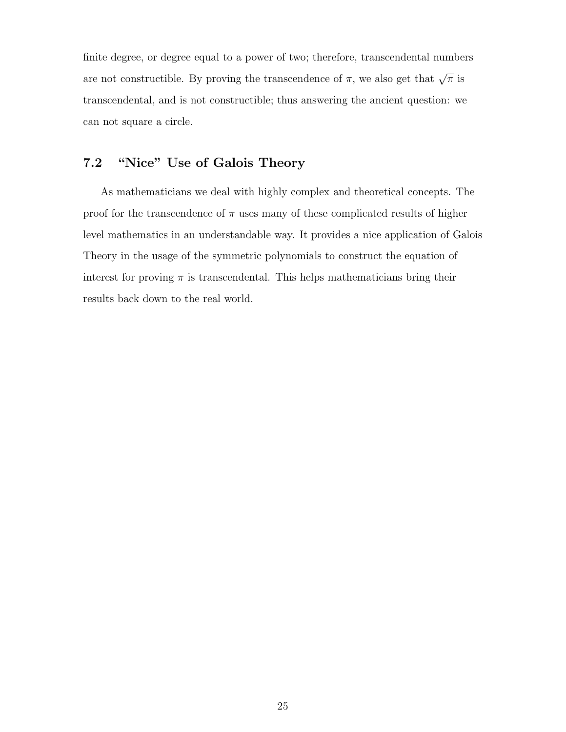finite degree, or degree equal to a power of two; therefore, transcendental numbers are not constructible. By proving the transcendence of $\pi$, we also get that $\sqrt{\pi}$ is transcendental, and is not constructible; thus answering the ancient question: we can not square a circle.

## 7.2 "Nice" Use of Galois Theory

As mathematicians we deal with highly complex and theoretical concepts. The proof for the transcendence of $\pi$ uses many of these complicated results of higher level mathematics in an understandable way. It provides a nice application of Galois Theory in the usage of the symmetric polynomials to construct the equation of interest for proving $\pi$ is transcendental. This helps mathematicians bring their results back down to the real world.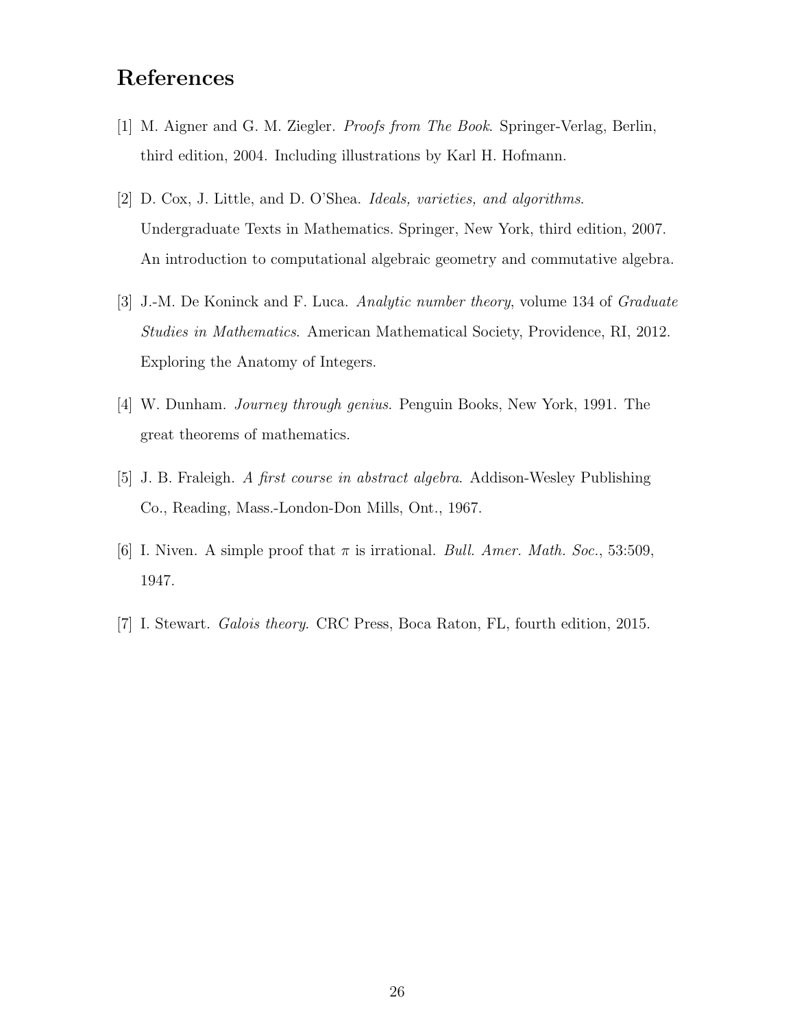# References

[1] M. Aigner and G. M. Ziegler. *Proofs from The Book*. Springer-Verlag, Berlin, third edition, 2004. Including illustrations by Karl H. Hofmann.

[2] D. Cox, J. Little, and D. O'Shea. *Ideals, varieties, and algorithms*. Undergraduate Texts in Mathematics. Springer, New York, third edition, 2007. An introduction to computational algebraic geometry and commutative algebra.

[3] J.-M. De Koninck and F. Luca. *Analytic number theory*, volume 134 of *Graduate Studies in Mathematics*. American Mathematical Society, Providence, RI, 2012. Exploring the Anatomy of Integers.

[4] W. Dunham. *Journey through genius*. Penguin Books, New York, 1991. The great theorems of mathematics.

[5] J. B. Fraleigh. *A first course in abstract algebra*. Addison-Wesley Publishing Co., Reading, Mass.-London-Don Mills, Ont., 1967.

[6] I. Niven. A simple proof that $\pi$ is irrational. *Bull. Amer. Math. Soc.*, 53:509, 1947.

[7] I. Stewart. *Galois theory*. CRC Press, Boca Raton, FL, fourth edition, 2015.